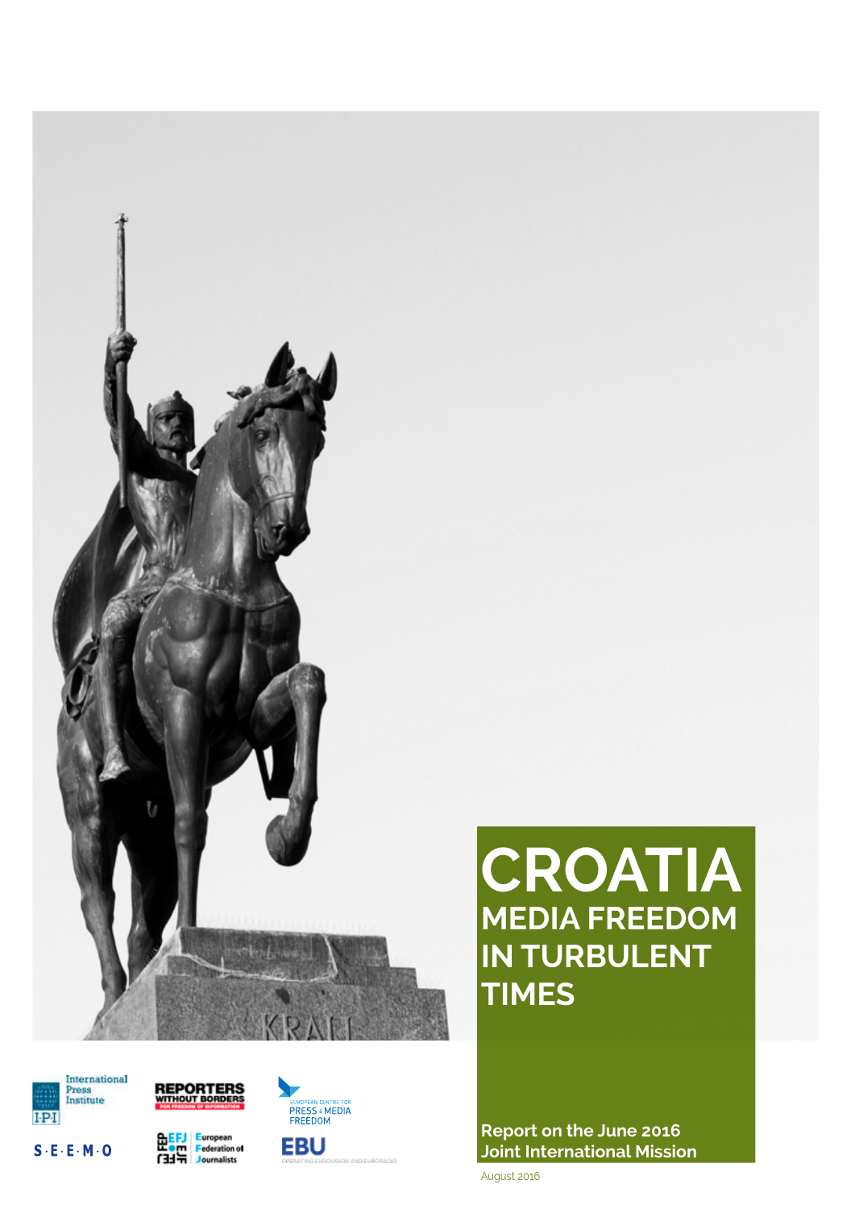# CROATIA

## MEDIA FREEDOM IN TURBULENT TIMES

**Report on the June 2016 Joint International Mission**

August 2016

International Press Institute

REPORTERS WITHOUT BORDERS

European Centre for Press & Media Freedom

S·E·E·M·O

EFJ European Federation of Journalists

EBU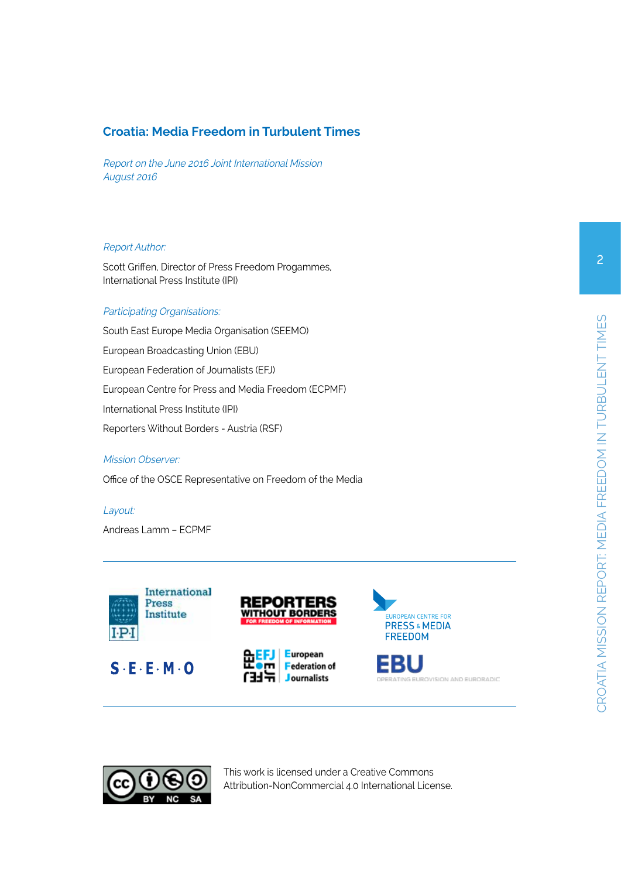## Croatia: Media Freedom in Turbulent Times

*Report on the June 2016 Joint International Mission*
*August 2016*

*Report Author:*

Scott Griffen, Director of Press Freedom Progammes, International Press Institute (IPI)

*Participating Organisations:*

South East Europe Media Organisation (SEEMO)

European Broadcasting Union (EBU)

European Federation of Journalists (EFJ)

European Centre for Press and Media Freedom (ECPMF)

International Press Institute (IPI)

Reporters Without Borders - Austria (RSF)

*Mission Observer:*

Office of the OSCE Representative on Freedom of the Media

*Layout:*

Andreas Lamm – ECPMF

---

This work is licensed under a Creative Commons Attribution-NonCommercial 4.0 International License.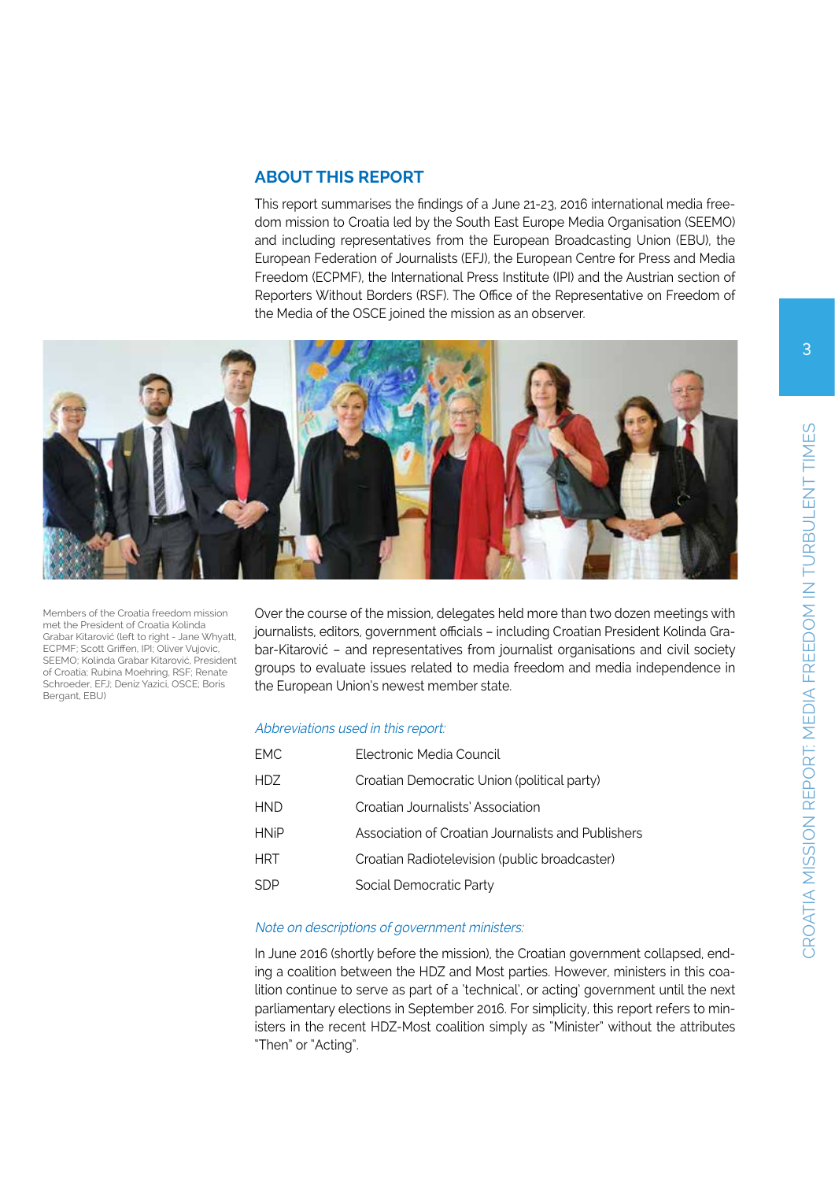## ABOUT THIS REPORT

This report summarises the findings of a June 21-23, 2016 international media freedom mission to Croatia led by the South East Europe Media Organisation (SEEMO) and including representatives from the European Broadcasting Union (EBU), the European Federation of Journalists (EFJ), the European Centre for Press and Media Freedom (ECPMF), the International Press Institute (IPI) and the Austrian section of Reporters Without Borders (RSF). The Office of the Representative on Freedom of the Media of the OSCE joined the mission as an observer.

Members of the Croatia freedom mission met the President of Croatia Kolinda Grabar Kitarović (left to right - Jane Whyatt, ECPMF; Scott Griffen, IPI; Oliver Vujovic, SEEMO; Kolinda Grabar Kitarović, President of Croatia; Rubina Moehring, RSF; Renate Schroeder, EFJ; Deniz Yazici, OSCE; Boris Bergant, EBU)

Over the course of the mission, delegates held more than two dozen meetings with journalists, editors, government officials – including Croatian President Kolinda Grabar-Kitarović – and representatives from journalist organisations and civil society groups to evaluate issues related to media freedom and media independence in the European Union's newest member state.

*Abbreviations used in this report:*

| | |
|---|---|
| EMC | Electronic Media Council |
| HDZ | Croatian Democratic Union (political party) |
| HND | Croatian Journalists' Association |
| HNiP | Association of Croatian Journalists and Publishers |
| HRT | Croatian Radiotelevision (public broadcaster) |
| SDP | Social Democratic Party |

*Note on descriptions of government ministers:*

In June 2016 (shortly before the mission), the Croatian government collapsed, ending a coalition between the HDZ and Most parties. However, ministers in this coalition continue to serve as part of a 'technical', or acting' government until the next parliamentary elections in September 2016. For simplicity, this report refers to ministers in the recent HDZ-Most coalition simply as "Minister" without the attributes "Then" or "Acting".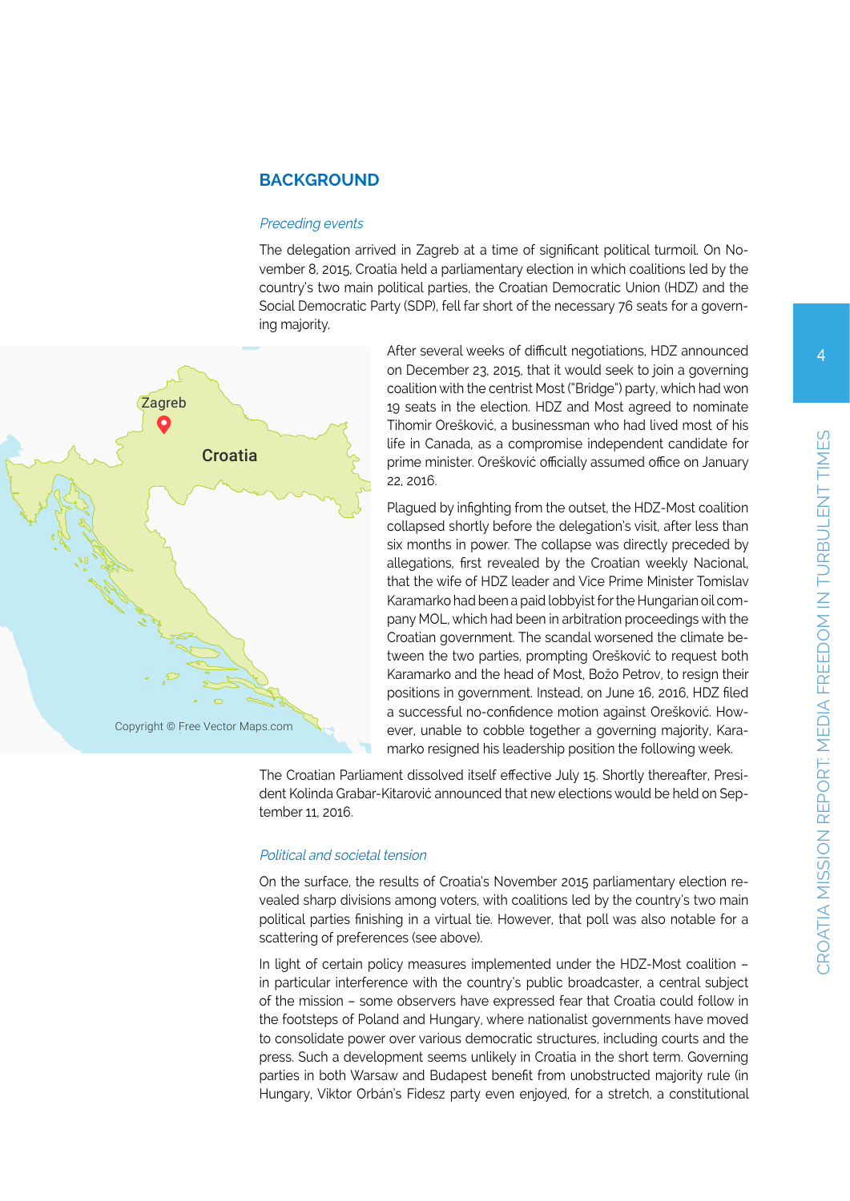## BACKGROUND

### *Preceding events*

The delegation arrived in Zagreb at a time of significant political turmoil. On November 8, 2015, Croatia held a parliamentary election in which coalitions led by the country's two main political parties, the Croatian Democratic Union (HDZ) and the Social Democratic Party (SDP), fell far short of the necessary 76 seats for a governing majority.

After several weeks of difficult negotiations, HDZ announced on December 23, 2015, that it would seek to join a governing coalition with the centrist Most ("Bridge") party, which had won 19 seats in the election. HDZ and Most agreed to nominate Tihomir Orešković, a businessman who had lived most of his life in Canada, as a compromise independent candidate for prime minister. Orešković officially assumed office on January 22, 2016.

Plagued by infighting from the outset, the HDZ-Most coalition collapsed shortly before the delegation's visit, after less than six months in power. The collapse was directly preceded by allegations, first revealed by the Croatian weekly Nacional, that the wife of HDZ leader and Vice Prime Minister Tomislav Karamarko had been a paid lobbyist for the Hungarian oil company MOL, which had been in arbitration proceedings with the Croatian government. The scandal worsened the climate between the two parties, prompting Orešković to request both Karamarko and the head of Most, Božo Petrov, to resign their positions in government. Instead, on June 16, 2016, HDZ filed a successful no-confidence motion against Orešković. However, unable to cobble together a governing majority, Karamarko resigned his leadership position the following week.

The Croatian Parliament dissolved itself effective July 15. Shortly thereafter, President Kolinda Grabar-Kitarović announced that new elections would be held on September 11, 2016.

### *Political and societal tension*

On the surface, the results of Croatia's November 2015 parliamentary election revealed sharp divisions among voters, with coalitions led by the country's two main political parties finishing in a virtual tie. However, that poll was also notable for a scattering of preferences (see above).

In light of certain policy measures implemented under the HDZ-Most coalition – in particular interference with the country's public broadcaster, a central subject of the mission – some observers have expressed fear that Croatia could follow in the footsteps of Poland and Hungary, where nationalist governments have moved to consolidate power over various democratic structures, including courts and the press. Such a development seems unlikely in Croatia in the short term. Governing parties in both Warsaw and Budapest benefit from unobstructed majority rule (in Hungary, Viktor Orbán's Fidesz party even enjoyed, for a stretch, a constitutional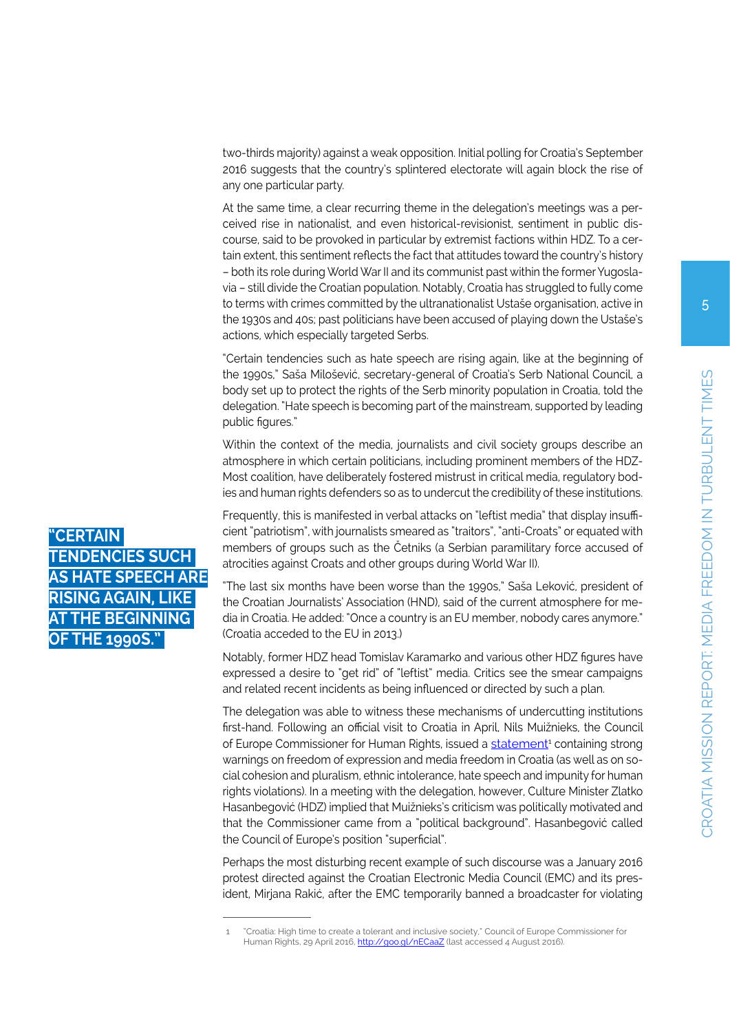two-thirds majority) against a weak opposition. Initial polling for Croatia's September 2016 suggests that the country's splintered electorate will again block the rise of any one particular party.

At the same time, a clear recurring theme in the delegation's meetings was a perceived rise in nationalist, and even historical-revisionist, sentiment in public discourse, said to be provoked in particular by extremist factions within HDZ. To a certain extent, this sentiment reflects the fact that attitudes toward the country's history – both its role during World War II and its communist past within the former Yugoslavia – still divide the Croatian population. Notably, Croatia has struggled to fully come to terms with crimes committed by the ultranationalist Ustaše organisation, active in the 1930s and 40s; past politicians have been accused of playing down the Ustaše's actions, which especially targeted Serbs.

"Certain tendencies such as hate speech are rising again, like at the beginning of the 1990s," Saša Milošević, secretary-general of Croatia's Serb National Council, a body set up to protect the rights of the Serb minority population in Croatia, told the delegation. "Hate speech is becoming part of the mainstream, supported by leading public figures."

Within the context of the media, journalists and civil society groups describe an atmosphere in which certain politicians, including prominent members of the HDZ-Most coalition, have deliberately fostered mistrust in critical media, regulatory bodies and human rights defenders so as to undercut the credibility of these institutions.

**"CERTAIN TENDENCIES SUCH AS HATE SPEECH ARE RISING AGAIN, LIKE AT THE BEGINNING OF THE 1990S."**

Frequently, this is manifested in verbal attacks on "leftist media" that display insufficient "patriotism", with journalists smeared as "traitors", "anti-Croats" or equated with members of groups such as the Četniks (a Serbian paramilitary force accused of atrocities against Croats and other groups during World War II).

"The last six months have been worse than the 1990s," Saša Leković, president of the Croatian Journalists' Association (HND), said of the current atmosphere for media in Croatia. He added: "Once a country is an EU member, nobody cares anymore." (Croatia acceded to the EU in 2013.)

Notably, former HDZ head Tomislav Karamarko and various other HDZ figures have expressed a desire to "get rid" of "leftist" media. Critics see the smear campaigns and related recent incidents as being influenced or directed by such a plan.

The delegation was able to witness these mechanisms of undercutting institutions first-hand. Following an official visit to Croatia in April, Nils Muižnieks, the Council of Europe Commissioner for Human Rights, issued a statement[1] containing strong warnings on freedom of expression and media freedom in Croatia (as well as on social cohesion and pluralism, ethnic intolerance, hate speech and impunity for human rights violations). In a meeting with the delegation, however, Culture Minister Zlatko Hasanbegović (HDZ) implied that Muižnieks's criticism was politically motivated and that the Commissioner came from a "political background". Hasanbegović called the Council of Europe's position "superficial".

Perhaps the most disturbing recent example of such discourse was a January 2016 protest directed against the Croatian Electronic Media Council (EMC) and its president, Mirjana Rakić, after the EMC temporarily banned a broadcaster for violating

---

1 "Croatia: High time to create a tolerant and inclusive society," Council of Europe Commissioner for Human Rights, 29 April 2016, http://goo.gl/nECaaZ (last accessed 4 August 2016).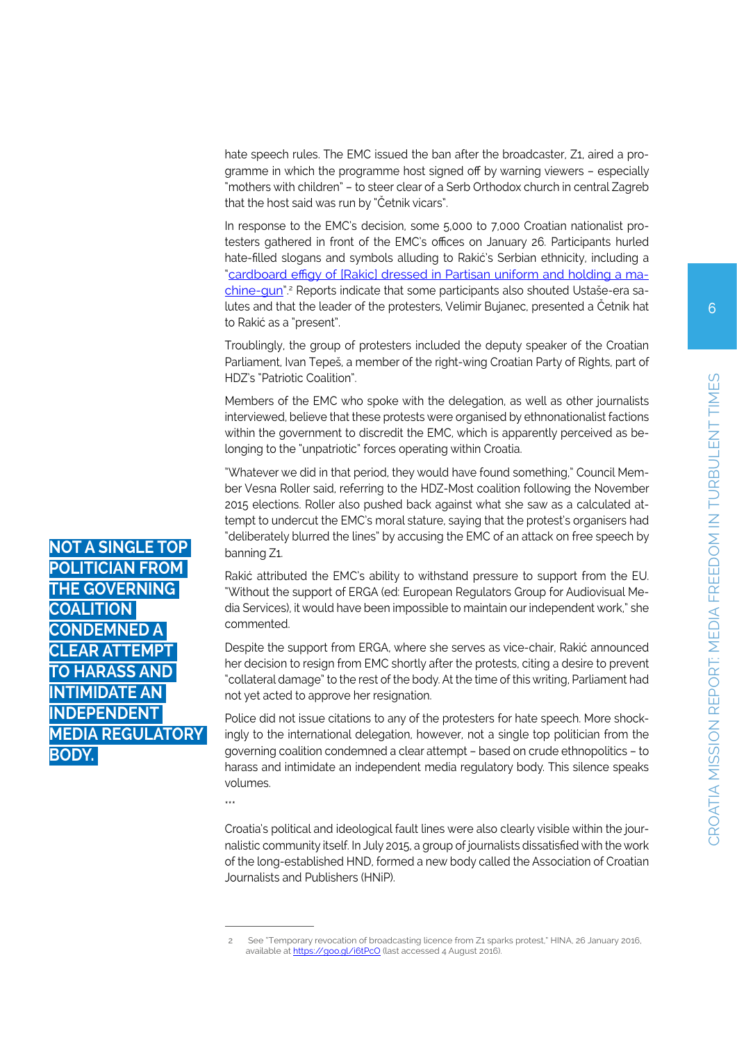hate speech rules. The EMC issued the ban after the broadcaster, Z1, aired a programme in which the programme host signed off by warning viewers – especially "mothers with children" – to steer clear of a Serb Orthodox church in central Zagreb that the host said was run by "Četnik vicars".

In response to the EMC's decision, some 5,000 to 7,000 Croatian nationalist protesters gathered in front of the EMC's offices on January 26. Participants hurled hate-filled slogans and symbols alluding to Rakić's Serbian ethnicity, including a "cardboard effigy of [Rakic] dressed in Partisan uniform and holding a machine-gun".[2] Reports indicate that some participants also shouted Ustaše-era salutes and that the leader of the protesters, Velimir Bujanec, presented a Četnik hat to Rakić as a "present".

Troublingly, the group of protesters included the deputy speaker of the Croatian Parliament, Ivan Tepeš, a member of the right-wing Croatian Party of Rights, part of HDZ's "Patriotic Coalition".

Members of the EMC who spoke with the delegation, as well as other journalists interviewed, believe that these protests were organised by ethnonationalist factions within the government to discredit the EMC, which is apparently perceived as belonging to the "unpatriotic" forces operating within Croatia.

"Whatever we did in that period, they would have found something," Council Member Vesna Roller said, referring to the HDZ-Most coalition following the November 2015 elections. Roller also pushed back against what she saw as a calculated attempt to undercut the EMC's moral stature, saying that the protest's organisers had "deliberately blurred the lines" by accusing the EMC of an attack on free speech by banning Z1.

**NOT A SINGLE TOP POLITICIAN FROM THE GOVERNING COALITION CONDEMNED A CLEAR ATTEMPT TO HARASS AND INTIMIDATE AN INDEPENDENT MEDIA REGULATORY BODY.**

Rakić attributed the EMC's ability to withstand pressure to support from the EU. "Without the support of ERGA (ed: European Regulators Group for Audiovisual Media Services), it would have been impossible to maintain our independent work," she commented.

Despite the support from ERGA, where she serves as vice-chair, Rakić announced her decision to resign from EMC shortly after the protests, citing a desire to prevent "collateral damage" to the rest of the body. At the time of this writing, Parliament had not yet acted to approve her resignation.

Police did not issue citations to any of the protesters for hate speech. More shockingly to the international delegation, however, not a single top politician from the governing coalition condemned a clear attempt – based on crude ethnopolitics – to harass and intimidate an independent media regulatory body. This silence speaks volumes.

***

Croatia's political and ideological fault lines were also clearly visible within the journalistic community itself. In July 2015, a group of journalists dissatisfied with the work of the long-established HND, formed a new body called the Association of Croatian Journalists and Publishers (HNiP).

---

2 See "Temporary revocation of broadcasting licence from Z1 sparks protest," HINA, 26 January 2016, available at https://goo.gl/i6tPcO (last accessed 4 August 2016).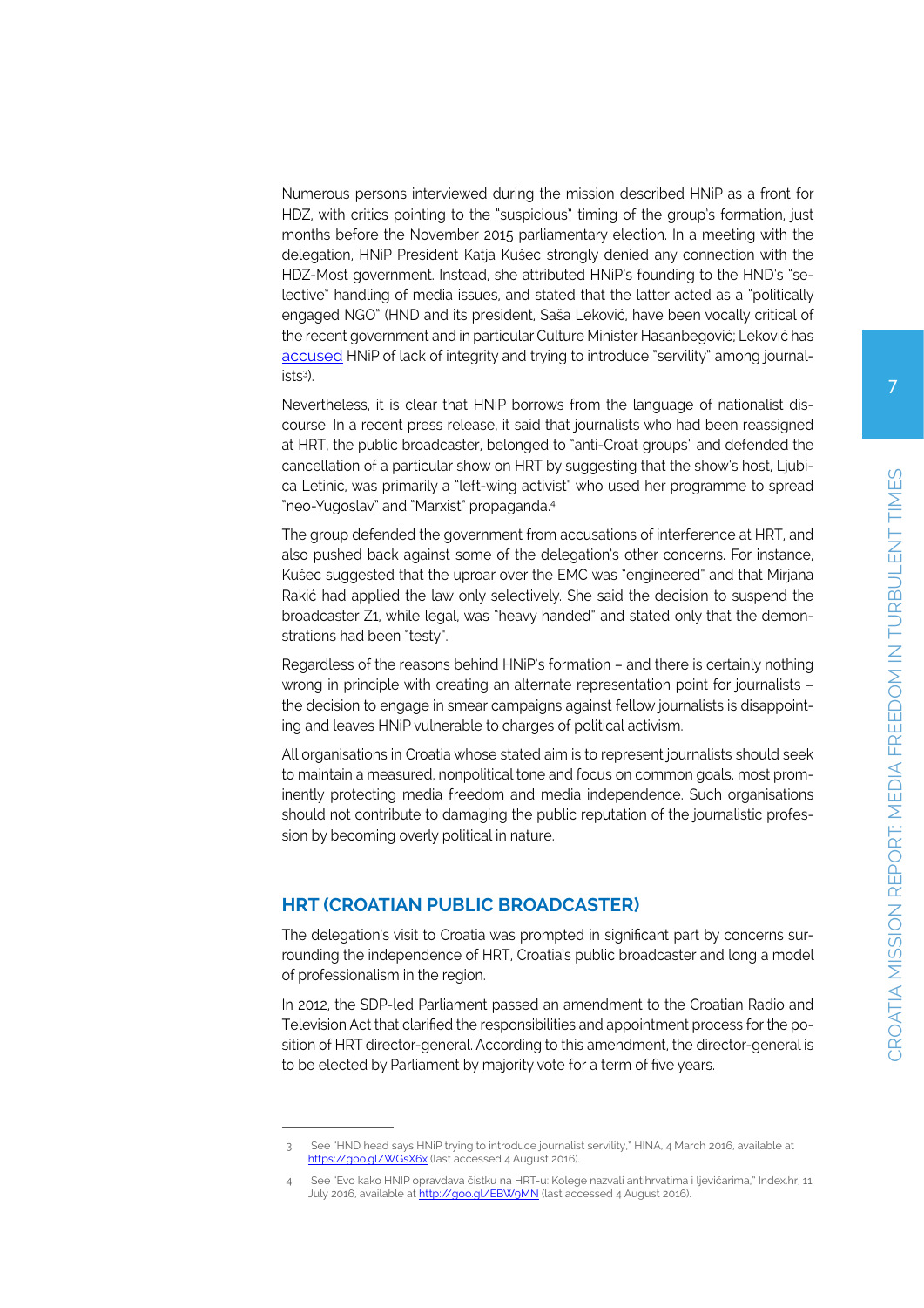Numerous persons interviewed during the mission described HNiP as a front for HDZ, with critics pointing to the "suspicious" timing of the group's formation, just months before the November 2015 parliamentary election. In a meeting with the delegation, HNiP President Katja Kušec strongly denied any connection with the HDZ-Most government. Instead, she attributed HNiP's founding to the HND's "selective" handling of media issues, and stated that the latter acted as a "politically engaged NGO" (HND and its president, Saša Leković, have been vocally critical of the recent government and in particular Culture Minister Hasanbegović; Leković has accused HNiP of lack of integrity and trying to introduce "servility" among journalists[3]).

Nevertheless, it is clear that HNiP borrows from the language of nationalist discourse. In a recent press release, it said that journalists who had been reassigned at HRT, the public broadcaster, belonged to "anti-Croat groups" and defended the cancellation of a particular show on HRT by suggesting that the show's host, Ljubica Letinić, was primarily a "left-wing activist" who used her programme to spread "neo-Yugoslav" and "Marxist" propaganda.[4]

The group defended the government from accusations of interference at HRT, and also pushed back against some of the delegation's other concerns. For instance, Kušec suggested that the uproar over the EMC was "engineered" and that Mirjana Rakić had applied the law only selectively. She said the decision to suspend the broadcaster Z1, while legal, was "heavy handed" and stated only that the demonstrations had been "testy".

Regardless of the reasons behind HNiP's formation – and there is certainly nothing wrong in principle with creating an alternate representation point for journalists – the decision to engage in smear campaigns against fellow journalists is disappointing and leaves HNiP vulnerable to charges of political activism.

All organisations in Croatia whose stated aim is to represent journalists should seek to maintain a measured, nonpolitical tone and focus on common goals, most prominently protecting media freedom and media independence. Such organisations should not contribute to damaging the public reputation of the journalistic profession by becoming overly political in nature.

## HRT (CROATIAN PUBLIC BROADCASTER)

The delegation's visit to Croatia was prompted in significant part by concerns surrounding the independence of HRT, Croatia's public broadcaster and long a model of professionalism in the region.

In 2012, the SDP-led Parliament passed an amendment to the Croatian Radio and Television Act that clarified the responsibilities and appointment process for the position of HRT director-general. According to this amendment, the director-general is to be elected by Parliament by majority vote for a term of five years.

---

3 See "HND head says HNiP trying to introduce journalist servility," HINA, 4 March 2016, available at https://goo.gl/WGsX6x (last accessed 4 August 2016).

4 See "Evo kako HNIP opravdava čistku na HRT-u: Kolege nazvali antihrvatima i ljevičarima," Index.hr, 11 July 2016, available at http://goo.gl/EBWgMN (last accessed 4 August 2016).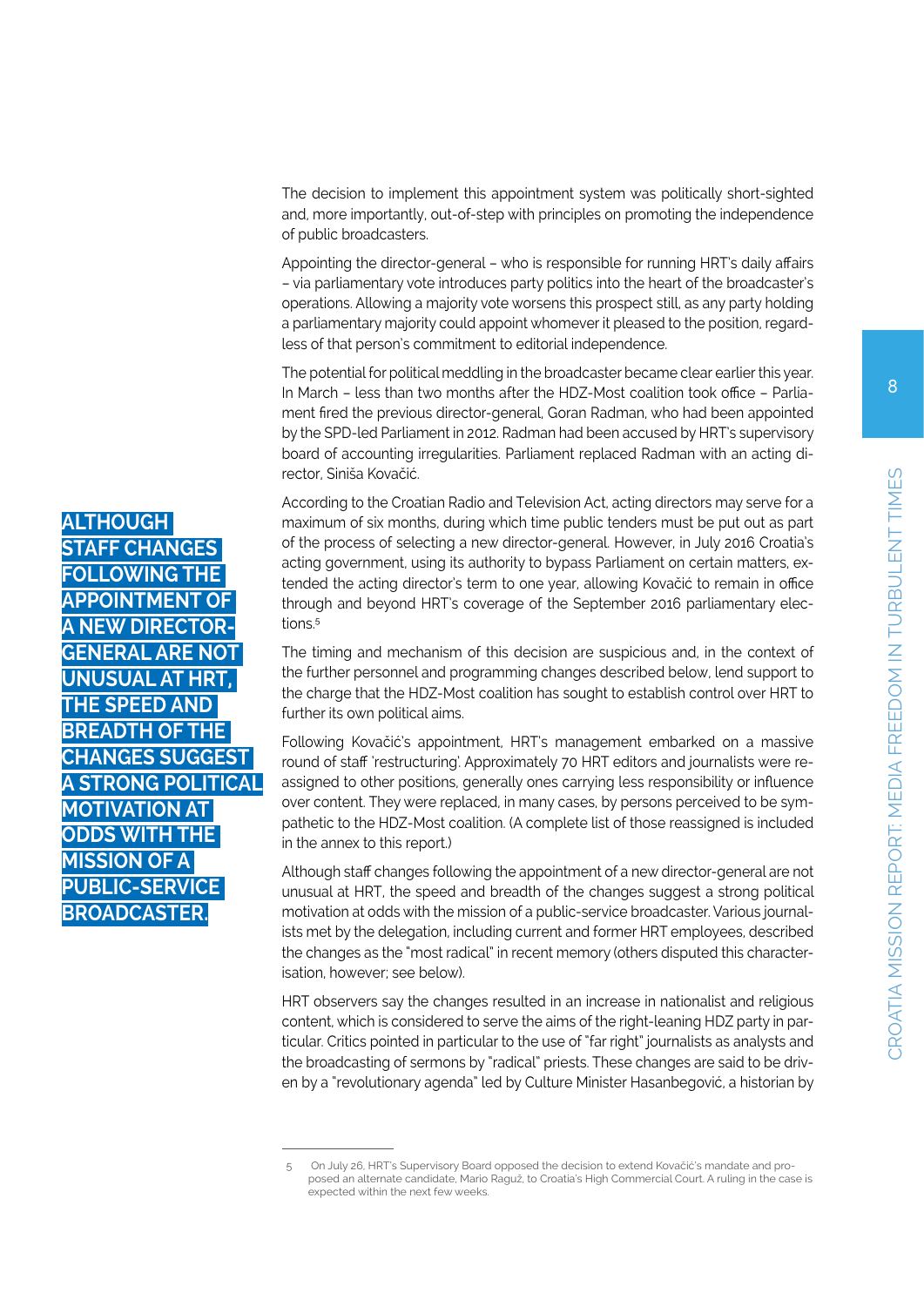The decision to implement this appointment system was politically short-sighted and, more importantly, out-of-step with principles on promoting the independence of public broadcasters.

Appointing the director-general – who is responsible for running HRT's daily affairs – via parliamentary vote introduces party politics into the heart of the broadcaster's operations. Allowing a majority vote worsens this prospect still, as any party holding a parliamentary majority could appoint whomever it pleased to the position, regardless of that person's commitment to editorial independence.

The potential for political meddling in the broadcaster became clear earlier this year. In March – less than two months after the HDZ-Most coalition took office – Parliament fired the previous director-general, Goran Radman, who had been appointed by the SPD-led Parliament in 2012. Radman had been accused by HRT's supervisory board of accounting irregularities. Parliament replaced Radman with an acting director, Siniša Kovačić.

According to the Croatian Radio and Television Act, acting directors may serve for a maximum of six months, during which time public tenders must be put out as part of the process of selecting a new director-general. However, in July 2016 Croatia's acting government, using its authority to bypass Parliament on certain matters, extended the acting director's term to one year, allowing Kovačić to remain in office through and beyond HRT's coverage of the September 2016 parliamentary elections.[5]

The timing and mechanism of this decision are suspicious and, in the context of the further personnel and programming changes described below, lend support to the charge that the HDZ-Most coalition has sought to establish control over HRT to further its own political aims.

Following Kovačić's appointment, HRT's management embarked on a massive round of staff 'restructuring'. Approximately 70 HRT editors and journalists were reassigned to other positions, generally ones carrying less responsibility or influence over content. They were replaced, in many cases, by persons perceived to be sympathetic to the HDZ-Most coalition. (A complete list of those reassigned is included in the annex to this report.)

**ALTHOUGH STAFF CHANGES FOLLOWING THE APPOINTMENT OF A NEW DIRECTOR-GENERAL ARE NOT UNUSUAL AT HRT, THE SPEED AND BREADTH OF THE CHANGES SUGGEST A STRONG POLITICAL MOTIVATION AT ODDS WITH THE MISSION OF A PUBLIC-SERVICE BROADCASTER.**

Although staff changes following the appointment of a new director-general are not unusual at HRT, the speed and breadth of the changes suggest a strong political motivation at odds with the mission of a public-service broadcaster. Various journalists met by the delegation, including current and former HRT employees, described the changes as the "most radical" in recent memory (others disputed this characterisation, however; see below).

HRT observers say the changes resulted in an increase in nationalist and religious content, which is considered to serve the aims of the right-leaning HDZ party in particular. Critics pointed in particular to the use of "far right" journalists as analysts and the broadcasting of sermons by "radical" priests. These changes are said to be driven by a "revolutionary agenda" led by Culture Minister Hasanbegović, a historian by

---

5 On July 26, HRT's Supervisory Board opposed the decision to extend Kovačić's mandate and proposed an alternate candidate, Mario Raguž, to Croatia's High Commercial Court. A ruling in the case is expected within the next few weeks.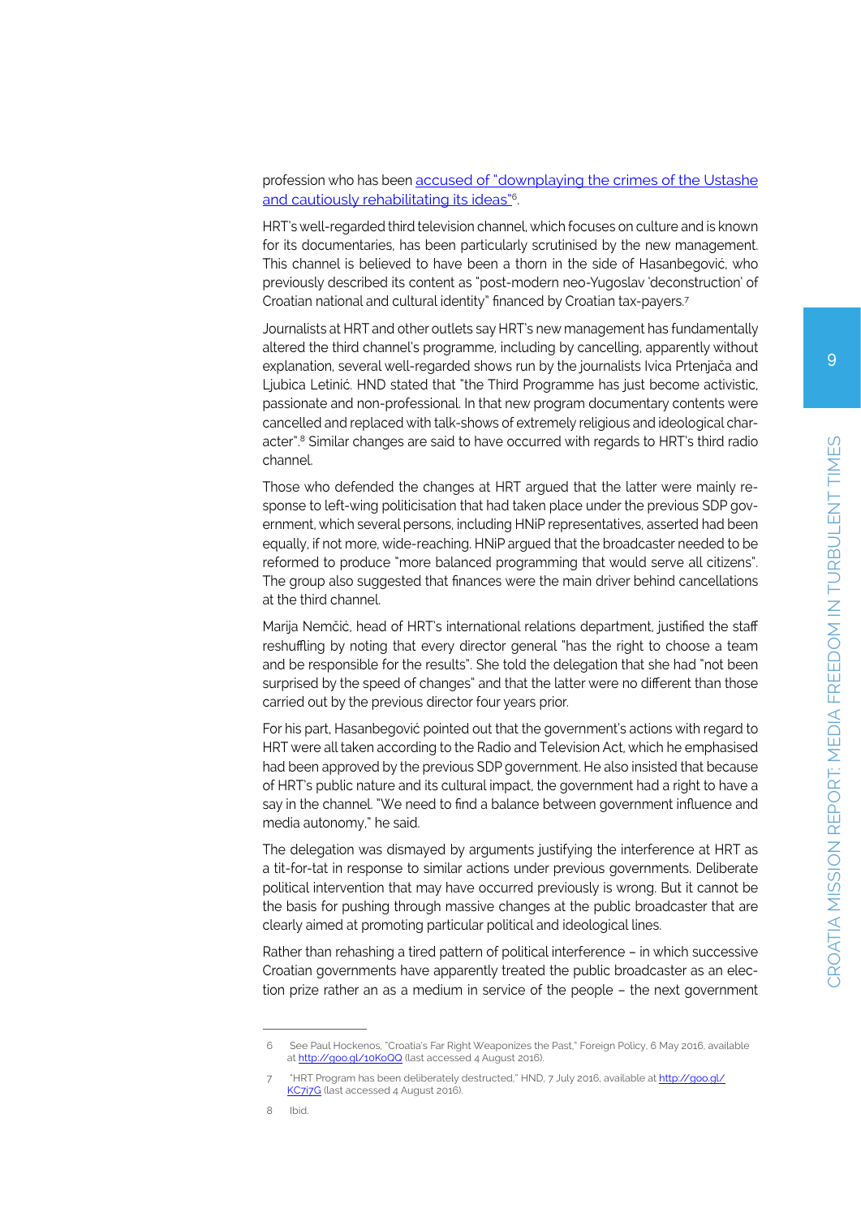profession who has been [accused of "downplaying the crimes of the Ustashe and cautiously rehabilitating its ideas"](http://goo.gl/10KoQQ)[6].

HRT's well-regarded third television channel, which focuses on culture and is known for its documentaries, has been particularly scrutinised by the new management. This channel is believed to have been a thorn in the side of Hasanbegović, who previously described its content as "post-modern neo-Yugoslav 'deconstruction' of Croatian national and cultural identity" financed by Croatian tax-payers.[7]

Journalists at HRT and other outlets say HRT's new management has fundamentally altered the third channel's programme, including by cancelling, apparently without explanation, several well-regarded shows run by the journalists Ivica Prtenjača and Ljubica Letinić. HND stated that "the Third Programme has just become activistic, passionate and non-professional. In that new program documentary contents were cancelled and replaced with talk-shows of extremely religious and ideological character".[8] Similar changes are said to have occurred with regards to HRT's third radio channel.

Those who defended the changes at HRT argued that the latter were mainly response to left-wing politicisation that had taken place under the previous SDP government, which several persons, including HNiP representatives, asserted had been equally, if not more, wide-reaching. HNiP argued that the broadcaster needed to be reformed to produce "more balanced programming that would serve all citizens". The group also suggested that finances were the main driver behind cancellations at the third channel.

Marija Nemčić, head of HRT's international relations department, justified the staff reshuffling by noting that every director general "has the right to choose a team and be responsible for the results". She told the delegation that she had "not been surprised by the speed of changes" and that the latter were no different than those carried out by the previous director four years prior.

For his part, Hasanbegović pointed out that the government's actions with regard to HRT were all taken according to the Radio and Television Act, which he emphasised had been approved by the previous SDP government. He also insisted that because of HRT's public nature and its cultural impact, the government had a right to have a say in the channel. "We need to find a balance between government influence and media autonomy," he said.

The delegation was dismayed by arguments justifying the interference at HRT as a tit-for-tat in response to similar actions under previous governments. Deliberate political intervention that may have occurred previously is wrong. But it cannot be the basis for pushing through massive changes at the public broadcaster that are clearly aimed at promoting particular political and ideological lines.

Rather than rehashing a tired pattern of political interference – in which successive Croatian governments have apparently treated the public broadcaster as an election prize rather an as a medium in service of the people – the next government

---

6 See Paul Hockenos, "Croatia's Far Right Weaponizes the Past," Foreign Policy, 6 May 2016, available at http://goo.gl/10KoQQ (last accessed 4 August 2016).

7 "HRT Program has been deliberately destructed," HND, 7 July 2016, available at http://goo.gl/KC7i7G (last accessed 4 August 2016).

8 Ibid.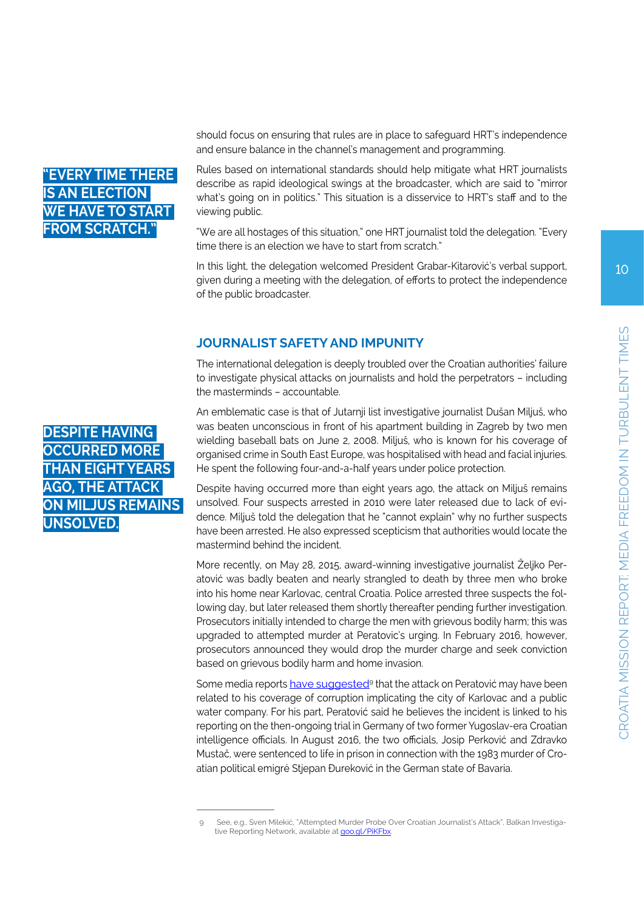should focus on ensuring that rules are in place to safeguard HRT's independence and ensure balance in the channel's management and programming.

**"EVERY TIME THERE IS AN ELECTION WE HAVE TO START FROM SCRATCH."**

Rules based on international standards should help mitigate what HRT journalists describe as rapid ideological swings at the broadcaster, which are said to "mirror what's going on in politics." This situation is a disservice to HRT's staff and to the viewing public.

"We are all hostages of this situation," one HRT journalist told the delegation. "Every time there is an election we have to start from scratch."

In this light, the delegation welcomed President Grabar-Kitarović's verbal support, given during a meeting with the delegation, of efforts to protect the independence of the public broadcaster.

## JOURNALIST SAFETY AND IMPUNITY

The international delegation is deeply troubled over the Croatian authorities' failure to investigate physical attacks on journalists and hold the perpetrators – including the masterminds – accountable.

An emblematic case is that of Jutarnji list investigative journalist Dušan Miljuš, who was beaten unconscious in front of his apartment building in Zagreb by two men wielding baseball bats on June 2, 2008. Miljuš, who is known for his coverage of organised crime in South East Europe, was hospitalised with head and facial injuries. He spent the following four-and-a-half years under police protection.

**DESPITE HAVING OCCURRED MORE THAN EIGHT YEARS AGO, THE ATTACK ON MILJUS REMAINS UNSOLVED.**

Despite having occurred more than eight years ago, the attack on Miljuš remains unsolved. Four suspects arrested in 2010 were later released due to lack of evidence. Miljuš told the delegation that he "cannot explain" why no further suspects have been arrested. He also expressed scepticism that authorities would locate the mastermind behind the incident.

More recently, on May 28, 2015, award-winning investigative journalist Željko Peratović was badly beaten and nearly strangled to death by three men who broke into his home near Karlovac, central Croatia. Police arrested three suspects the following day, but later released them shortly thereafter pending further investigation. Prosecutors initially intended to charge the men with grievous bodily harm; this was upgraded to attempted murder at Peratovic's urging. In February 2016, however, prosecutors announced they would drop the murder charge and seek conviction based on grievous bodily harm and home invasion.

Some media reports have suggested[9] that the attack on Peratović may have been related to his coverage of corruption implicating the city of Karlovac and a public water company. For his part, Peratović said he believes the incident is linked to his reporting on the then-ongoing trial in Germany of two former Yugoslav-era Croatian intelligence officials. In August 2016, the two officials, Josip Perković and Zdravko Mustač, were sentenced to life in prison in connection with the 1983 murder of Croatian political emigré Stjepan Đureković in the German state of Bavaria.

---

[9] See, e.g., Sven Milekić, "Attempted Murder Probe Over Croatian Journalist's Attack", Balkan Investigative Reporting Network, available at goo.gl/PiKFbx.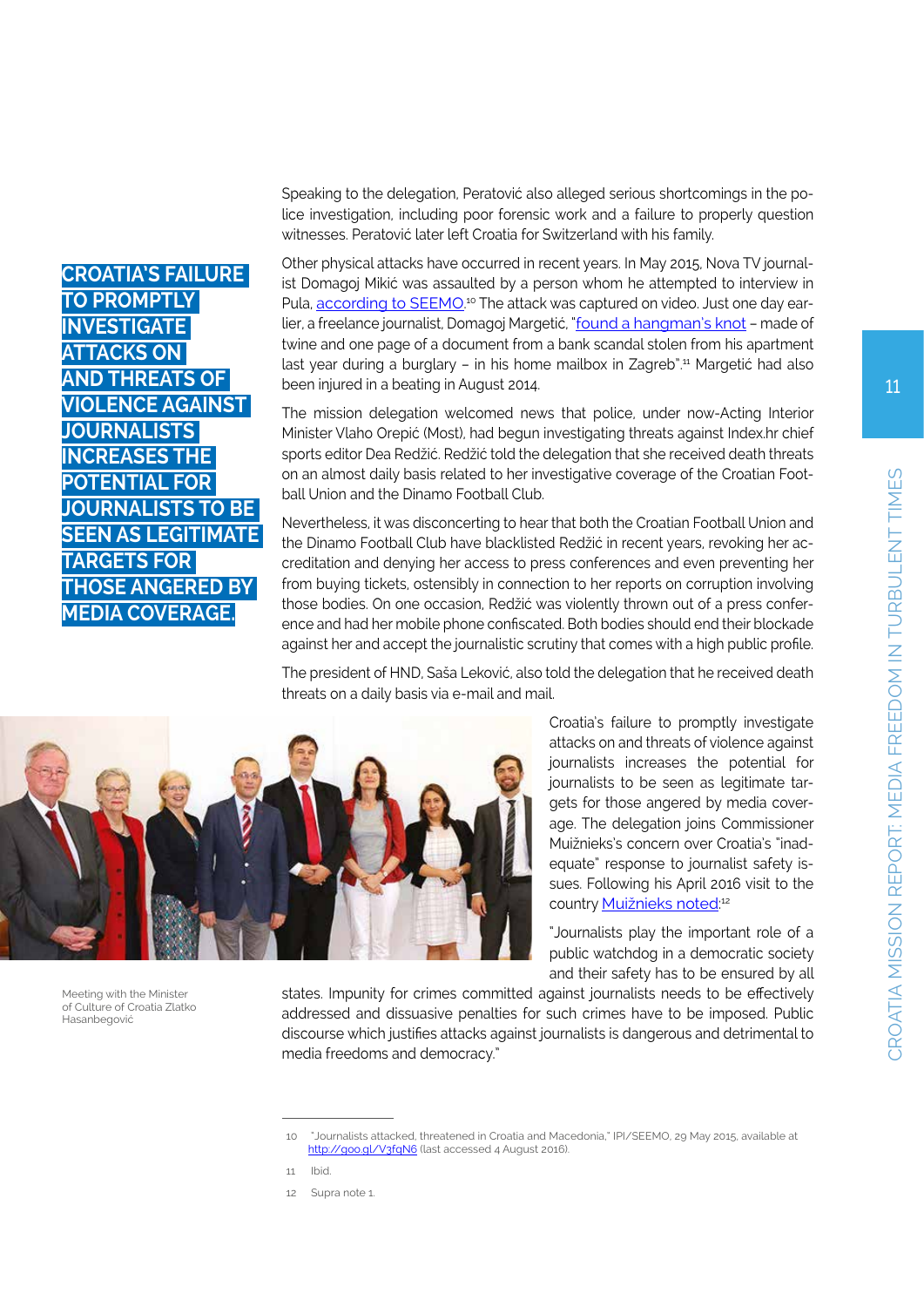Speaking to the delegation, Peratović also alleged serious shortcomings in the police investigation, including poor forensic work and a failure to properly question witnesses. Peratović later left Croatia for Switzerland with his family.

**CROATIA'S FAILURE TO PROMPTLY INVESTIGATE ATTACKS ON AND THREATS OF VIOLENCE AGAINST JOURNALISTS INCREASES THE POTENTIAL FOR JOURNALISTS TO BE SEEN AS LEGITIMATE TARGETS FOR THOSE ANGERED BY MEDIA COVERAGE.**

Other physical attacks have occurred in recent years. In May 2015, Nova TV journalist Domagoj Mikić was assaulted by a person whom he attempted to interview in Pula, according to SEEMO.[10] The attack was captured on video. Just one day earlier, a freelance journalist, Domagoj Margetić, "found a hangman's knot – made of twine and one page of a document from a bank scandal stolen from his apartment last year during a burglary – in his home mailbox in Zagreb".[11] Margetić had also been injured in a beating in August 2014.

The mission delegation welcomed news that police, under now-Acting Interior Minister Vlaho Orepić (Most), had begun investigating threats against Index.hr chief sports editor Dea Redžić. Redžić told the delegation that she received death threats on an almost daily basis related to her investigative coverage of the Croatian Football Union and the Dinamo Football Club.

Nevertheless, it was disconcerting to hear that both the Croatian Football Union and the Dinamo Football Club have blacklisted Redžić in recent years, revoking her accreditation and denying her access to press conferences and even preventing her from buying tickets, ostensibly in connection to her reports on corruption involving those bodies. On one occasion, Redžić was violently thrown out of a press conference and had her mobile phone confiscated. Both bodies should end their blockade against her and accept the journalistic scrutiny that comes with a high public profile.

The president of HND, Saša Leković, also told the delegation that he received death threats on a daily basis via e-mail and mail.

Meeting with the Minister of Culture of Croatia Zlatko Hasanbegović

Croatia's failure to promptly investigate attacks on and threats of violence against journalists increases the potential for journalists to be seen as legitimate targets for those angered by media coverage. The delegation joins Commissioner Muižnieks's concern over Croatia's "inadequate" response to journalist safety issues. Following his April 2016 visit to the country Muižnieks noted:[12]

"Journalists play the important role of a public watchdog in a democratic society and their safety has to be ensured by all states. Impunity for crimes committed against journalists needs to be effectively addressed and dissuasive penalties for such crimes have to be imposed. Public discourse which justifies attacks against journalists is dangerous and detrimental to media freedoms and democracy."

---

10 "Journalists attacked, threatened in Croatia and Macedonia," IPI/SEEMO, 29 May 2015, available at http://goo.gl/V3fqN6 (last accessed 4 August 2016).

11 Ibid.

12 Supra note 1.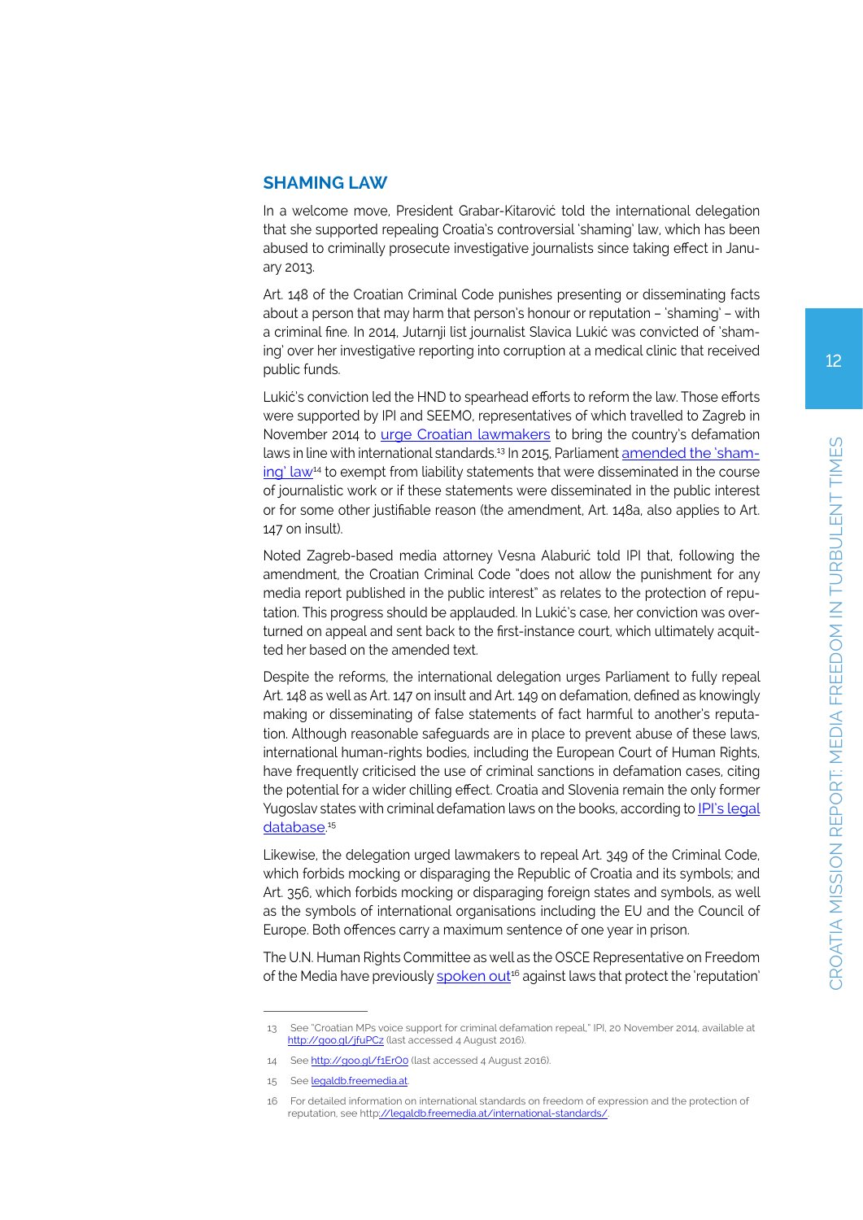## SHAMING LAW

In a welcome move, President Grabar-Kitarović told the international delegation that she supported repealing Croatia's controversial 'shaming' law, which has been abused to criminally prosecute investigative journalists since taking effect in January 2013.

Art. 148 of the Croatian Criminal Code punishes presenting or disseminating facts about a person that may harm that person's honour or reputation – 'shaming' – with a criminal fine. In 2014, Jutarnji list journalist Slavica Lukić was convicted of 'shaming' over her investigative reporting into corruption at a medical clinic that received public funds.

Lukić's conviction led the HND to spearhead efforts to reform the law. Those efforts were supported by IPI and SEEMO, representatives of which travelled to Zagreb in November 2014 to urge Croatian lawmakers to bring the country's defamation laws in line with international standards.[13] In 2015, Parliament amended the 'shaming' law[14] to exempt from liability statements that were disseminated in the course of journalistic work or if these statements were disseminated in the public interest or for some other justifiable reason (the amendment, Art. 148a, also applies to Art. 147 on insult).

Noted Zagreb-based media attorney Vesna Alaburić told IPI that, following the amendment, the Croatian Criminal Code "does not allow the punishment for any media report published in the public interest" as relates to the protection of reputation. This progress should be applauded. In Lukić's case, her conviction was overturned on appeal and sent back to the first-instance court, which ultimately acquitted her based on the amended text.

Despite the reforms, the international delegation urges Parliament to fully repeal Art. 148 as well as Art. 147 on insult and Art. 149 on defamation, defined as knowingly making or disseminating of false statements of fact harmful to another's reputation. Although reasonable safeguards are in place to prevent abuse of these laws, international human-rights bodies, including the European Court of Human Rights, have frequently criticised the use of criminal sanctions in defamation cases, citing the potential for a wider chilling effect. Croatia and Slovenia remain the only former Yugoslav states with criminal defamation laws on the books, according to IPI's legal database.[15]

Likewise, the delegation urged lawmakers to repeal Art. 349 of the Criminal Code, which forbids mocking or disparaging the Republic of Croatia and its symbols; and Art. 356, which forbids mocking or disparaging foreign states and symbols, as well as the symbols of international organisations including the EU and the Council of Europe. Both offences carry a maximum sentence of one year in prison.

The U.N. Human Rights Committee as well as the OSCE Representative on Freedom of the Media have previously spoken out[16] against laws that protect the 'reputation'

---

13 See "Croatian MPs voice support for criminal defamation repeal," IPI, 20 November 2014, available at http://goo.gl/jfuPCz (last accessed 4 August 2016).

14 See http://goo.gl/f1ErOo (last accessed 4 August 2016).

15 See legaldb.freemedia.at.

16 For detailed information on international standards on freedom of expression and the protection of reputation, see http://legaldb.freemedia.at/international-standards/.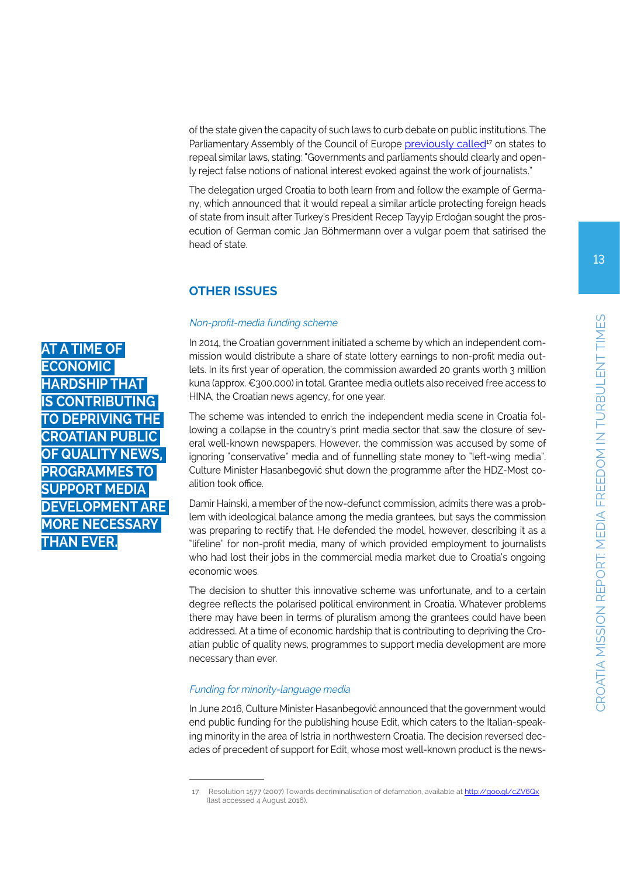of the state given the capacity of such laws to curb debate on public institutions. The Parliamentary Assembly of the Council of Europe previously called[17] on states to repeal similar laws, stating: "Governments and parliaments should clearly and openly reject false notions of national interest evoked against the work of journalists."

The delegation urged Croatia to both learn from and follow the example of Germany, which announced that it would repeal a similar article protecting foreign heads of state from insult after Turkey's President Recep Tayyip Erdoğan sought the prosecution of German comic Jan Böhmermann over a vulgar poem that satirised the head of state.

## OTHER ISSUES

### *Non-profit-media funding scheme*

**AT A TIME OF ECONOMIC HARDSHIP THAT IS CONTRIBUTING TO DEPRIVING THE CROATIAN PUBLIC OF QUALITY NEWS, PROGRAMMES TO SUPPORT MEDIA DEVELOPMENT ARE MORE NECESSARY THAN EVER.**

In 2014, the Croatian government initiated a scheme by which an independent commission would distribute a share of state lottery earnings to non-profit media outlets. In its first year of operation, the commission awarded 20 grants worth 3 million kuna (approx. €300,000) in total. Grantee media outlets also received free access to HINA, the Croatian news agency, for one year.

The scheme was intended to enrich the independent media scene in Croatia following a collapse in the country's print media sector that saw the closure of several well-known newspapers. However, the commission was accused by some of ignoring "conservative" media and of funnelling state money to "left-wing media". Culture Minister Hasanbegović shut down the programme after the HDZ-Most coalition took office.

Damir Hainski, a member of the now-defunct commission, admits there was a problem with ideological balance among the media grantees, but says the commission was preparing to rectify that. He defended the model, however, describing it as a "lifeline" for non-profit media, many of which provided employment to journalists who had lost their jobs in the commercial media market due to Croatia's ongoing economic woes.

The decision to shutter this innovative scheme was unfortunate, and to a certain degree reflects the polarised political environment in Croatia. Whatever problems there may have been in terms of pluralism among the grantees could have been addressed. At a time of economic hardship that is contributing to depriving the Croatian public of quality news, programmes to support media development are more necessary than ever.

### *Funding for minority-language media*

In June 2016, Culture Minister Hasanbegović announced that the government would end public funding for the publishing house Edit, which caters to the Italian-speaking minority in the area of Istria in northwestern Croatia. The decision reversed decades of precedent of support for Edit, whose most well-known product is the news-

---

17 Resolution 1577 (2007) Towards decriminalisation of defamation, available at http://goo.gl/cZV6Qx (last accessed 4 August 2016).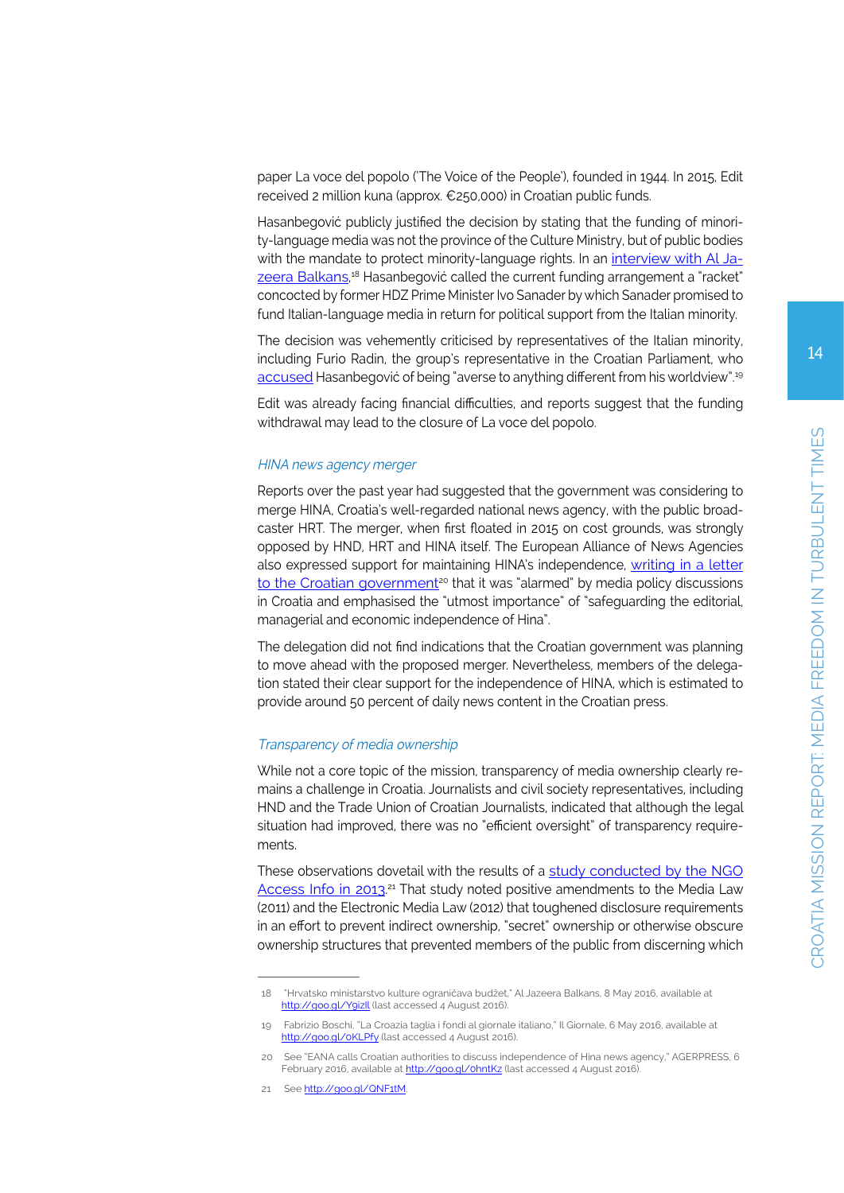paper La voce del popolo ('The Voice of the People'), founded in 1944. In 2015, Edit received 2 million kuna (approx. €250,000) in Croatian public funds.

Hasanbegović publicly justified the decision by stating that the funding of minority-language media was not the province of the Culture Ministry, but of public bodies with the mandate to protect minority-language rights. In an interview with Al Jazeera Balkans,[18] Hasanbegović called the current funding arrangement a "racket" concocted by former HDZ Prime Minister Ivo Sanader by which Sanader promised to fund Italian-language media in return for political support from the Italian minority.

The decision was vehemently criticised by representatives of the Italian minority, including Furio Radin, the group's representative in the Croatian Parliament, who accused Hasanbegović of being "averse to anything different from his worldview".[19]

Edit was already facing financial difficulties, and reports suggest that the funding withdrawal may lead to the closure of La voce del popolo.

### *HINA news agency merger*

Reports over the past year had suggested that the government was considering to merge HINA, Croatia's well-regarded national news agency, with the public broadcaster HRT. The merger, when first floated in 2015 on cost grounds, was strongly opposed by HND, HRT and HINA itself. The European Alliance of News Agencies also expressed support for maintaining HINA's independence, writing in a letter to the Croatian government[20] that it was "alarmed" by media policy discussions in Croatia and emphasised the "utmost importance" of "safeguarding the editorial, managerial and economic independence of Hina".

The delegation did not find indications that the Croatian government was planning to move ahead with the proposed merger. Nevertheless, members of the delegation stated their clear support for the independence of HINA, which is estimated to provide around 50 percent of daily news content in the Croatian press.

### *Transparency of media ownership*

While not a core topic of the mission, transparency of media ownership clearly remains a challenge in Croatia. Journalists and civil society representatives, including HND and the Trade Union of Croatian Journalists, indicated that although the legal situation had improved, there was no "efficient oversight" of transparency requirements.

These observations dovetail with the results of a study conducted by the NGO Access Info in 2013.[21] That study noted positive amendments to the Media Law (2011) and the Electronic Media Law (2012) that toughened disclosure requirements in an effort to prevent indirect ownership, "secret" ownership or otherwise obscure ownership structures that prevented members of the public from discerning which

---

18 "Hrvatsko ministarstvo kulture ograničava budžet," Al Jazeera Balkans, 8 May 2016, available at http://goo.gl/YgizIl (last accessed 4 August 2016).

19 Fabrizio Boschi, "La Croazia taglia i fondi al giornale italiano," Il Giornale, 6 May 2016, available at http://goo.gl/oKLPfy (last accessed 4 August 2016).

20 See "EANA calls Croatian authorities to discuss independence of Hina news agency," AGERPRESS, 6 February 2016, available at http://goo.gl/ohntKz (last accessed 4 August 2016).

21 See http://goo.gl/QNF1tM.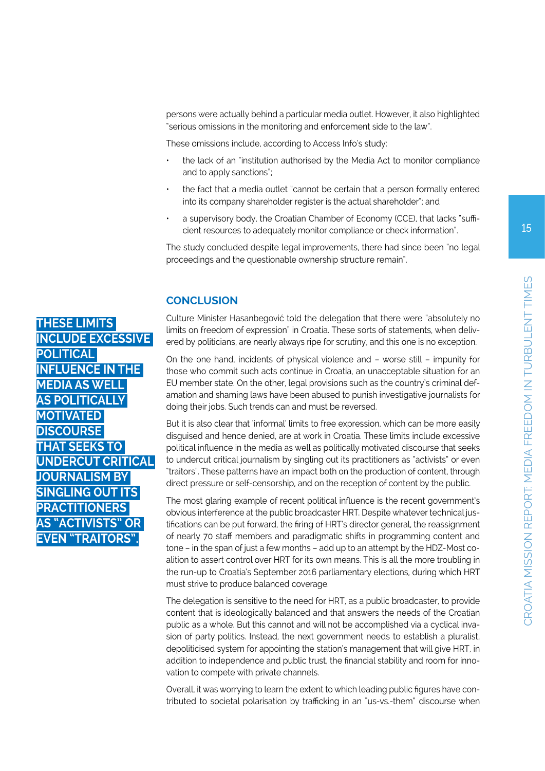persons were actually behind a particular media outlet. However, it also highlighted "serious omissions in the monitoring and enforcement side to the law".

These omissions include, according to Access Info's study:

- the lack of an "institution authorised by the Media Act to monitor compliance and to apply sanctions";
- the fact that a media outlet "cannot be certain that a person formally entered into its company shareholder register is the actual shareholder"; and
- a supervisory body, the Croatian Chamber of Economy (CCE), that lacks "sufficient resources to adequately monitor compliance or check information".

The study concluded despite legal improvements, there had since been "no legal proceedings and the questionable ownership structure remain".

## CONCLUSION

**THESE LIMITS INCLUDE EXCESSIVE POLITICAL INFLUENCE IN THE MEDIA AS WELL AS POLITICALLY MOTIVATED DISCOURSE THAT SEEKS TO UNDERCUT CRITICAL JOURNALISM BY SINGLING OUT ITS PRACTITIONERS AS "ACTIVISTS" OR EVEN "TRAITORS".**

Culture Minister Hasanbegović told the delegation that there were "absolutely no limits on freedom of expression" in Croatia. These sorts of statements, when delivered by politicians, are nearly always ripe for scrutiny, and this one is no exception.

On the one hand, incidents of physical violence and – worse still – impunity for those who commit such acts continue in Croatia, an unacceptable situation for an EU member state. On the other, legal provisions such as the country's criminal defamation and shaming laws have been abused to punish investigative journalists for doing their jobs. Such trends can and must be reversed.

But it is also clear that 'informal' limits to free expression, which can be more easily disguised and hence denied, are at work in Croatia. These limits include excessive political influence in the media as well as politically motivated discourse that seeks to undercut critical journalism by singling out its practitioners as "activists" or even "traitors". These patterns have an impact both on the production of content, through direct pressure or self-censorship, and on the reception of content by the public.

The most glaring example of recent political influence is the recent government's obvious interference at the public broadcaster HRT. Despite whatever technical justifications can be put forward, the firing of HRT's director general, the reassignment of nearly 70 staff members and paradigmatic shifts in programming content and tone – in the span of just a few months – add up to an attempt by the HDZ-Most coalition to assert control over HRT for its own means. This is all the more troubling in the run-up to Croatia's September 2016 parliamentary elections, during which HRT must strive to produce balanced coverage.

The delegation is sensitive to the need for HRT, as a public broadcaster, to provide content that is ideologically balanced and that answers the needs of the Croatian public as a whole. But this cannot and will not be accomplished via a cyclical invasion of party politics. Instead, the next government needs to establish a pluralist, depoliticised system for appointing the station's management that will give HRT, in addition to independence and public trust, the financial stability and room for innovation to compete with private channels.

Overall, it was worrying to learn the extent to which leading public figures have contributed to societal polarisation by trafficking in an "us-vs.-them" discourse when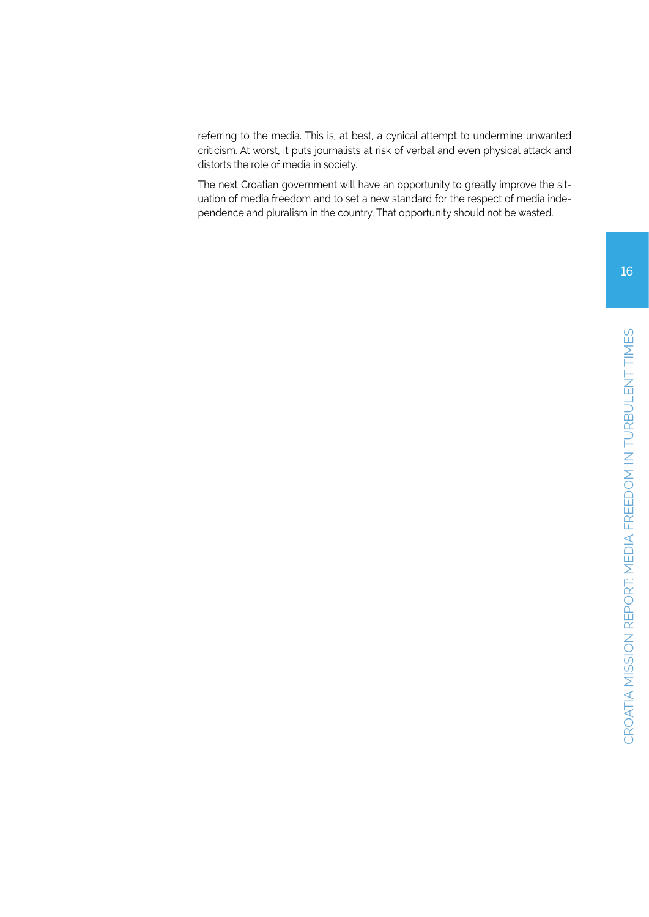referring to the media. This is, at best, a cynical attempt to undermine unwanted criticism. At worst, it puts journalists at risk of verbal and even physical attack and distorts the role of media in society.

The next Croatian government will have an opportunity to greatly improve the situation of media freedom and to set a new standard for the respect of media independence and pluralism in the country. That opportunity should not be wasted.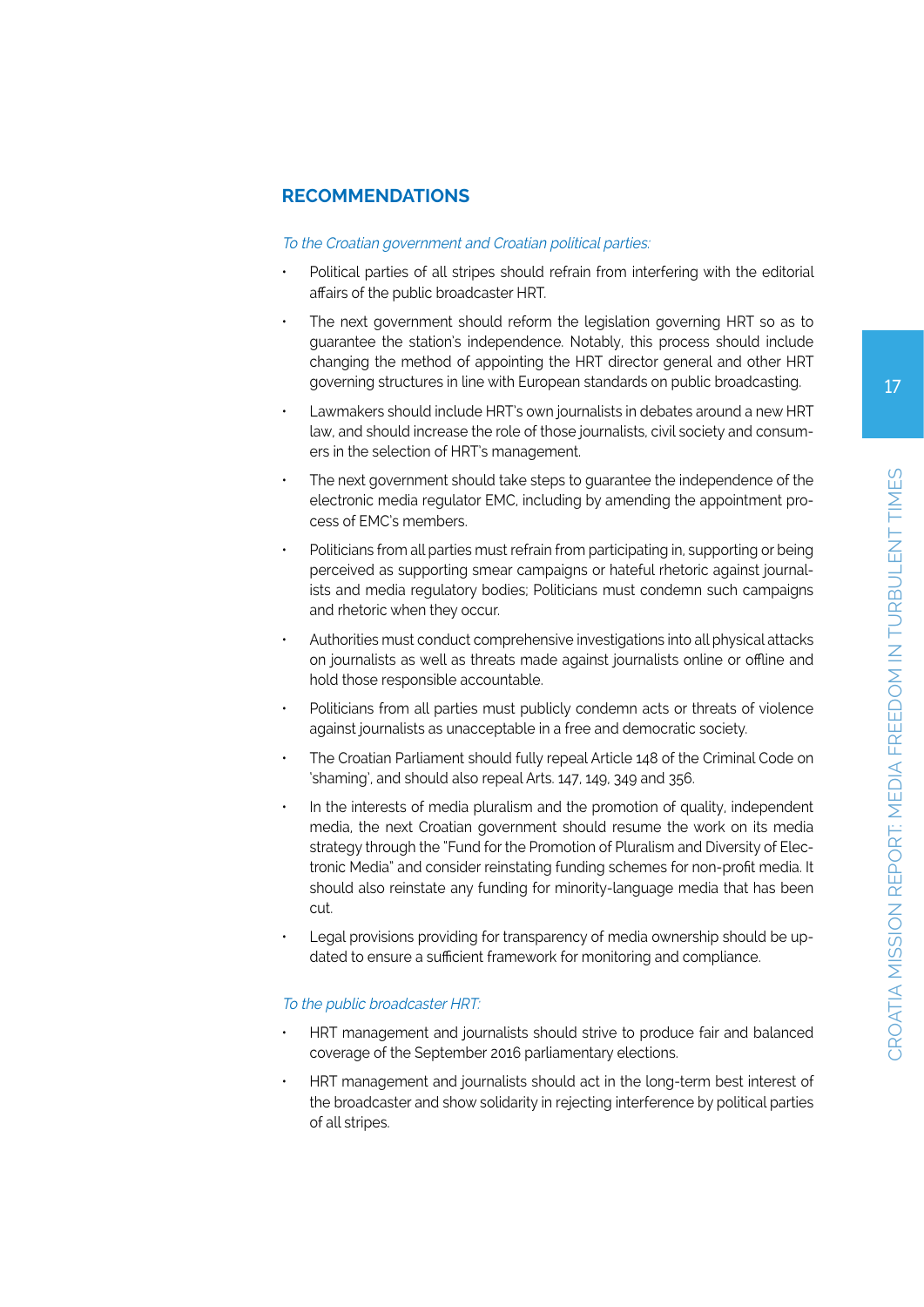## RECOMMENDATIONS

*To the Croatian government and Croatian political parties:*

- Political parties of all stripes should refrain from interfering with the editorial affairs of the public broadcaster HRT.
- The next government should reform the legislation governing HRT so as to guarantee the station's independence. Notably, this process should include changing the method of appointing the HRT director general and other HRT governing structures in line with European standards on public broadcasting.
- Lawmakers should include HRT's own journalists in debates around a new HRT law, and should increase the role of those journalists, civil society and consumers in the selection of HRT's management.
- The next government should take steps to guarantee the independence of the electronic media regulator EMC, including by amending the appointment process of EMC's members.
- Politicians from all parties must refrain from participating in, supporting or being perceived as supporting smear campaigns or hateful rhetoric against journalists and media regulatory bodies; Politicians must condemn such campaigns and rhetoric when they occur.
- Authorities must conduct comprehensive investigations into all physical attacks on journalists as well as threats made against journalists online or offline and hold those responsible accountable.
- Politicians from all parties must publicly condemn acts or threats of violence against journalists as unacceptable in a free and democratic society.
- The Croatian Parliament should fully repeal Article 148 of the Criminal Code on 'shaming', and should also repeal Arts. 147, 149, 349 and 356.
- In the interests of media pluralism and the promotion of quality, independent media, the next Croatian government should resume the work on its media strategy through the "Fund for the Promotion of Pluralism and Diversity of Electronic Media" and consider reinstating funding schemes for non-profit media. It should also reinstate any funding for minority-language media that has been cut.
- Legal provisions providing for transparency of media ownership should be updated to ensure a sufficient framework for monitoring and compliance.

*To the public broadcaster HRT:*

- HRT management and journalists should strive to produce fair and balanced coverage of the September 2016 parliamentary elections.
- HRT management and journalists should act in the long-term best interest of the broadcaster and show solidarity in rejecting interference by political parties of all stripes.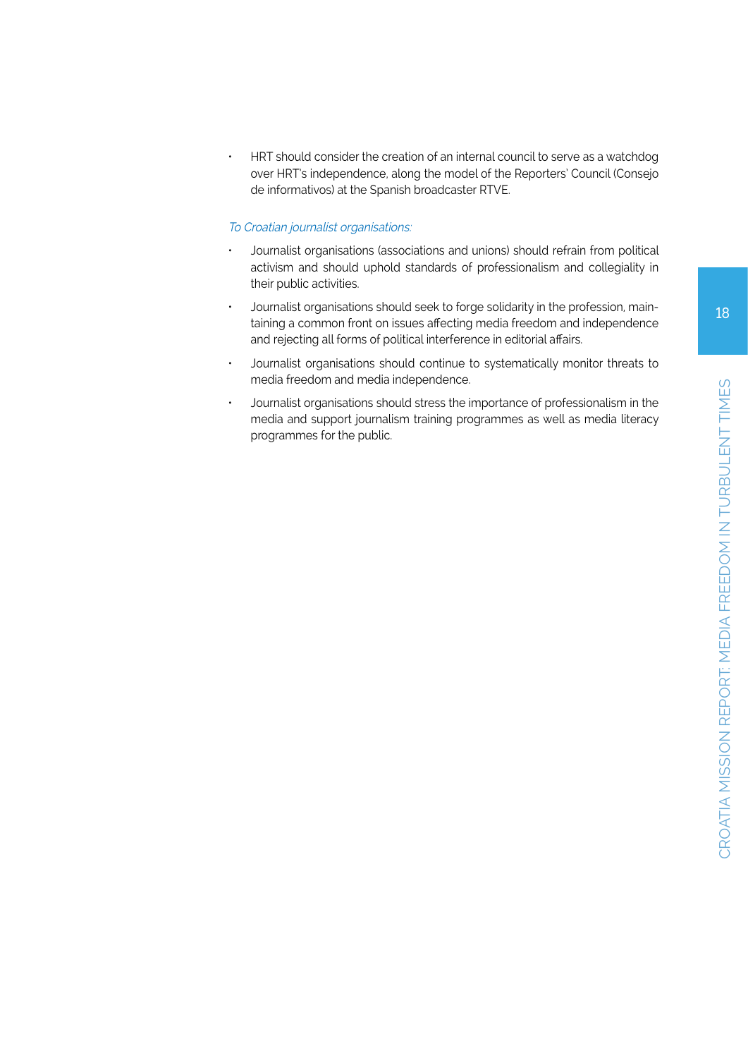- HRT should consider the creation of an internal council to serve as a watchdog over HRT's independence, along the model of the Reporters' Council (Consejo de informativos) at the Spanish broadcaster RTVE.

*To Croatian journalist organisations:*

- Journalist organisations (associations and unions) should refrain from political activism and should uphold standards of professionalism and collegiality in their public activities.
- Journalist organisations should seek to forge solidarity in the profession, maintaining a common front on issues affecting media freedom and independence and rejecting all forms of political interference in editorial affairs.
- Journalist organisations should continue to systematically monitor threats to media freedom and media independence.
- Journalist organisations should stress the importance of professionalism in the media and support journalism training programmes as well as media literacy programmes for the public.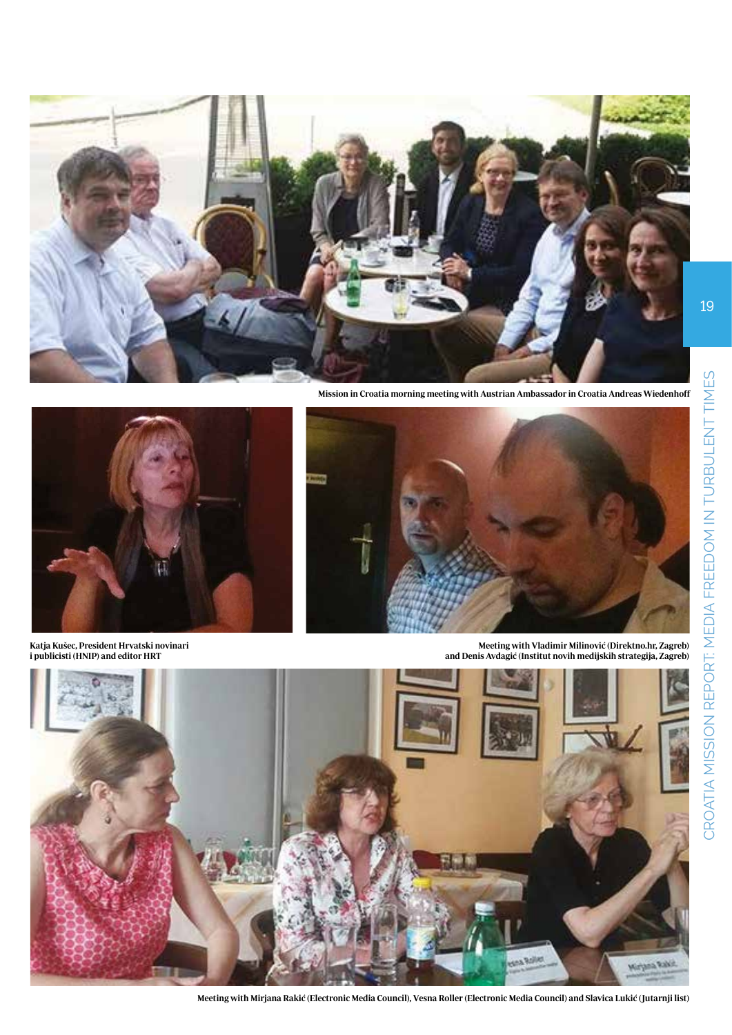Mission in Croatia morning meeting with Austrian Ambassador in Croatia Andreas Wiedenhoff

Katja Kušec, President Hrvatski novinari i publicisti (HNIP) and editor HRT

Meeting with Vladimir Milinović (Direktno.hr, Zagreb) and Denis Avdagić (Institut novih medijskih strategija, Zagreb)

Meeting with Mirjana Rakić (Electronic Media Council), Vesna Roller (Electronic Media Council) and Slavica Lukić (Jutarnji list)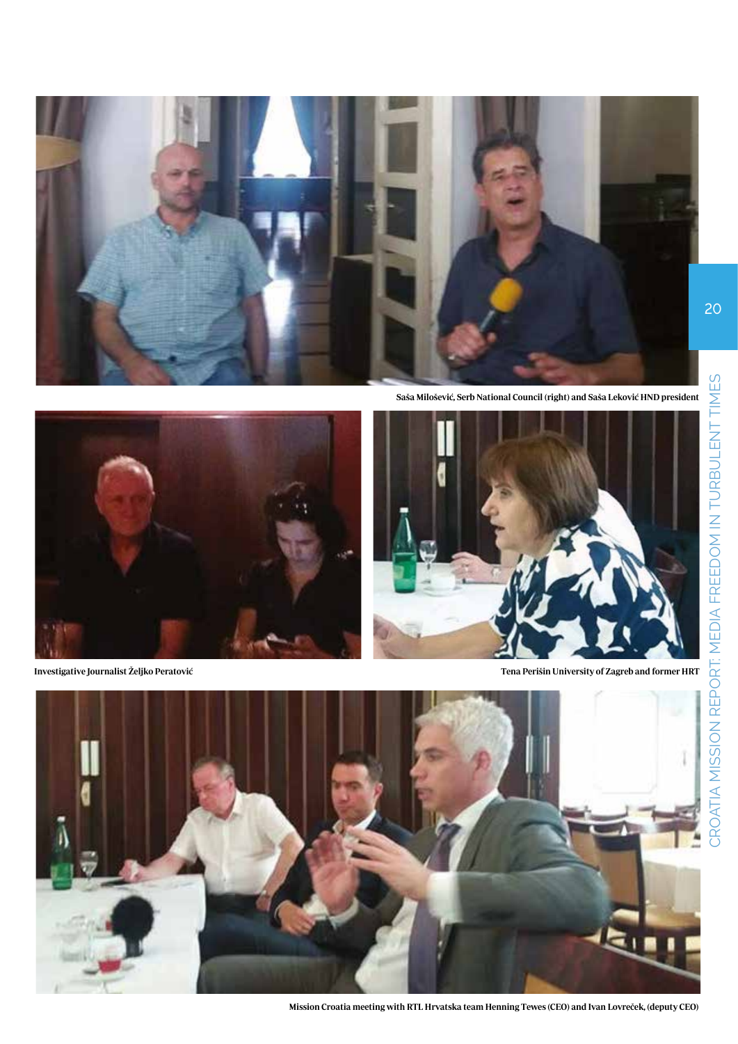Saša Milošević, Serb National Council (right) and Saša Leković HND president

Investigative Journalist Željko Peratović

Tena Perišin University of Zagreb and former HRT

Mission Croatia meeting with RTL Hrvatska team Henning Tewes (CEO) and Ivan Lovreček, (deputy CEO)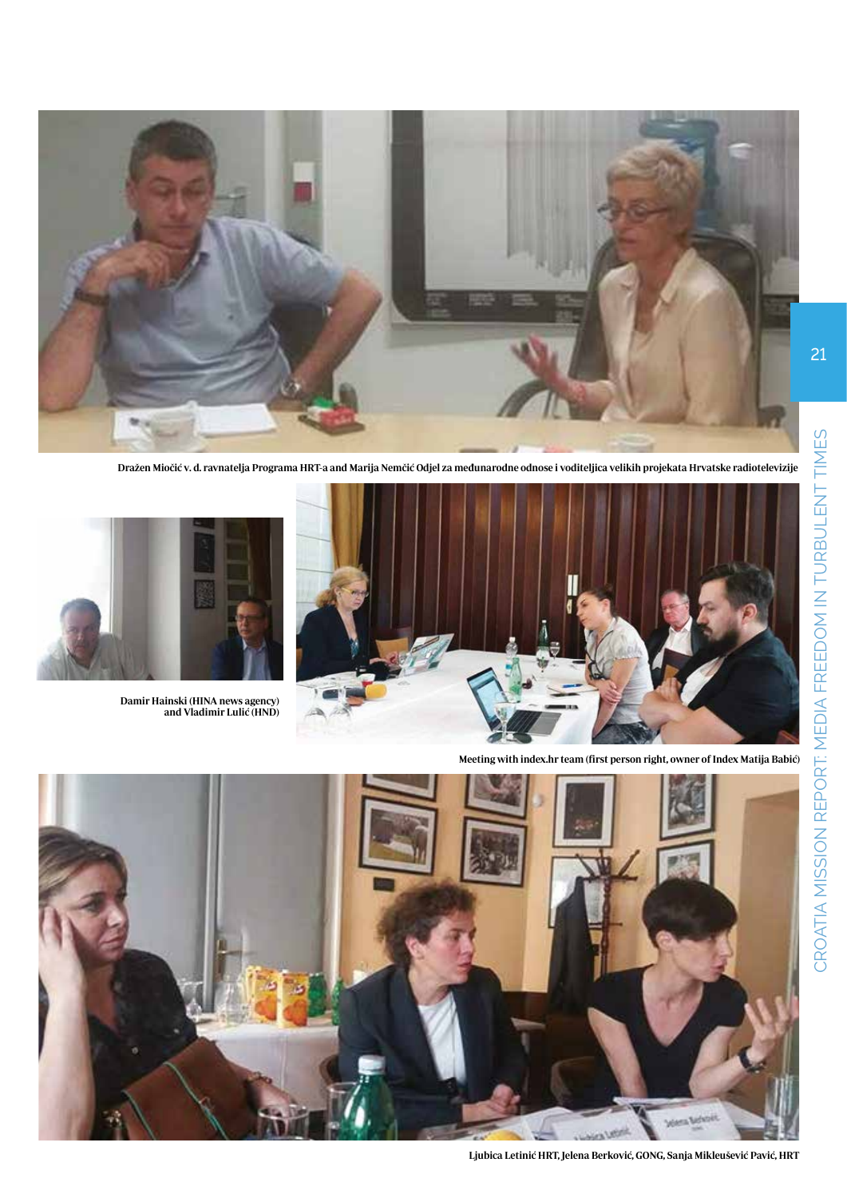Dražen Miočić v. d. ravnatelja Programa HRT-a and Marija Nemčić Odjel za međunarodne odnose i voditeljica velikih projekata Hrvatske radiotelevizije

Damir Hainski (HINA news agency) and Vladimir Lulić (HND)

Meeting with index.hr team (first person right, owner of Index Matija Babić)

Ljubica Letinić HRT, Jelena Berković, GONG, Sanja Mikleušević Pavić, HRT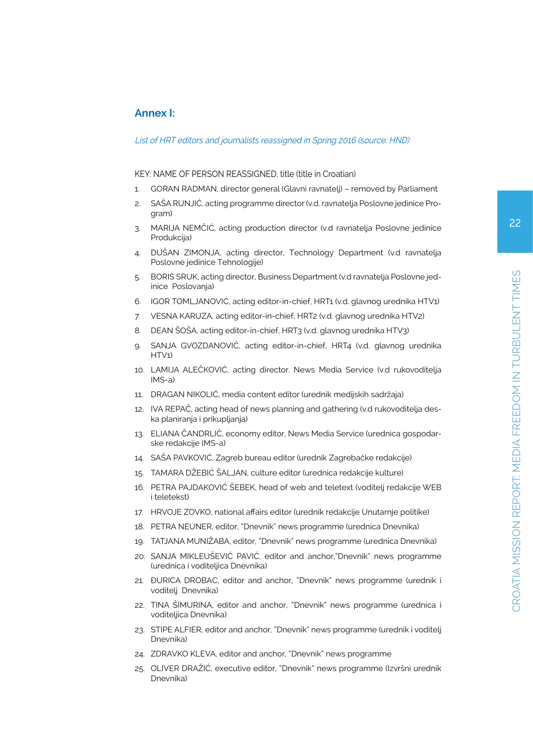## Annex I:

*List of HRT editors and journalists reassigned in Spring 2016 (source: HND)*

KEY: NAME OF PERSON REASSIGNED, title (title in Croatian)

1. GORAN RADMAN, director general (Glavni ravnatelj) – removed by Parliament
2. SAŠA RUNJIĆ, acting programme director (v.d. ravnatelja Poslovne jedinice Program)
3. MARIJA NEMČIĆ, acting production director (v.d ravnatelja Poslovne jedinice Produkcija)
4. DUŠAN ZIMONJA, acting director, Technology Department (v.d ravnatelja Poslovne jedinice Tehnologije)
5. BORIS SRUK, acting director, Business Department (v.d ravnatelja Poslovne jedinice Poslovanja)
6. IGOR TOMLJANOVIĆ, acting editor-in-chief, HRT1 (v.d. glavnog urednika HTV1)
7. VESNA KARUZA, acting editor-in-chief, HRT2 (v.d. glavnog urednika HTV2)
8. DEAN ŠOŠA, acting editor-in-chief, HRT3 (v.d. glavnog urednika HTV3)
9. SANJA GVOZDANOVIĆ, acting editor-in-chief, HRT4 (v.d. glavnog urednika HTV1)
10. LAMIJA ALEČKOVIĆ, acting director. News Media Service (v.d rukovoditelja IMS-a)
11. DRAGAN NIKOLIĆ, media content editor (urednik medijskih sadržaja)
12. IVA REPAČ, acting head of news planning and gathering (v.d rukovoditelja deska planiranja i prikupljanja)
13. ELIANA ČANDRLIĆ, economy editor, News Media Service (urednica gospodarske redakcije IMS-a)
14. SAŠA PAVKOVIĆ, Zagreb bureau editor (urednik Zagrebačke redakcije)
15. TAMARA DŽEBIĆ ŠALJAN, culture editor (urednica redakcije kulture)
16. PETRA PAJDAKOVIĆ ŠEBEK, head of web and teletext (voditelj redakcije WEB i teletekst)
17. HRVOJE ZOVKO, national affairs editor (urednik redakcije Unutarnje politike)
18. PETRA NEUNER, editor, "Dnevnik" news programme (urednica Dnevnika)
19. TATJANA MUNIŽABA, editor, "Dnevnik" news programme (urednica Dnevnika)
20. SANJA MIKLEUŠEVIĆ PAVIĆ, editor and anchor,"Dnevnik" news programme (urednica i voditeljica Dnevnika)
21. ĐURICA DROBAC, editor and anchor, "Dnevnik" news programme (urednik i voditelj Dnevnika)
22. TINA ŠIMURINA, editor and anchor, "Dnevnik" news programme (urednica i voditeljica Dnevnika)
23. STIPE ALFIER, editor and anchor, "Dnevnik" news programme (urednik i voditelj Dnevnika)
24. ZDRAVKO KLEVA, editor and anchor, "Dnevnik" news programme
25. OLIVER DRAŽIĆ, executive editor, "Dnevnik" news programme (Izvršni urednik Dnevnika)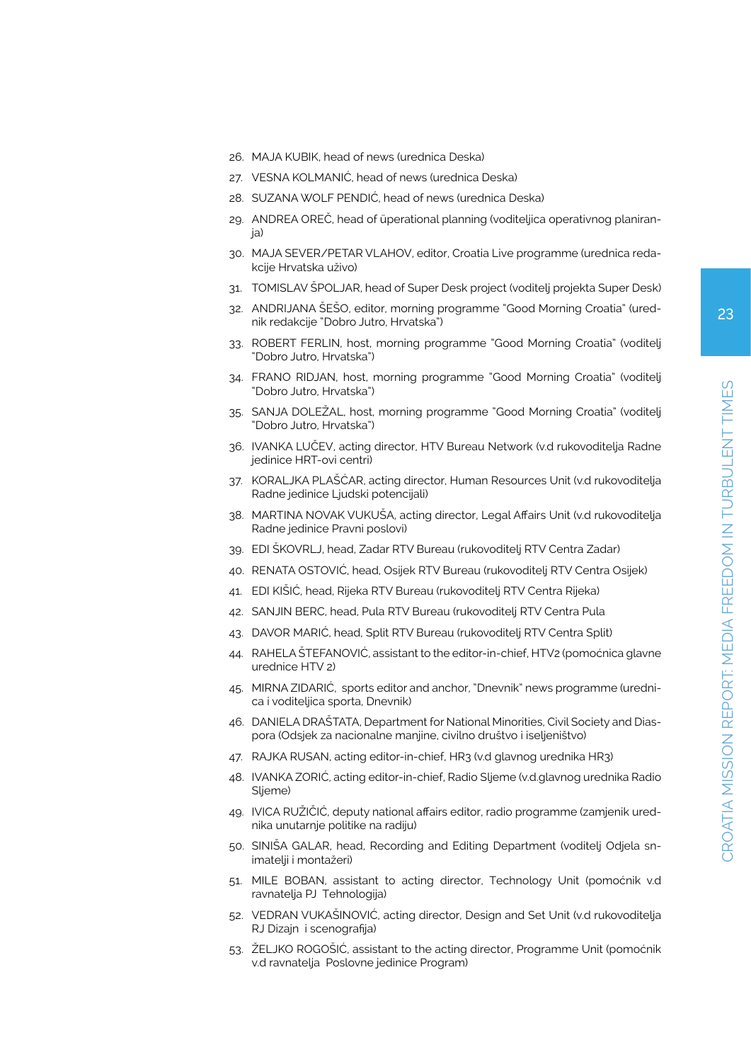26. MAJA KUBIK, head of news (urednica Deska)
27. VESNA KOLMANIĆ, head of news (urednica Deska)
28. SUZANA WOLF PENDIĆ, head of news (urednica Deska)
29. ANDREA OREČ, head of üperational planning (voditeljica operativnog planiranja)
30. MAJA SEVER/PETAR VLAHOV, editor, Croatia Live programme (urednica redakcije Hrvatska uživo)
31. TOMISLAV ŠPOLJAR, head of Super Desk project (voditelj projekta Super Desk)
32. ANDRIJANA ŠEŠO, editor, morning programme "Good Morning Croatia" (urednik redakcije "Dobro Jutro, Hrvatska")
33. ROBERT FERLIN, host, morning programme "Good Morning Croatia" (voditelj "Dobro Jutro, Hrvatska")
34. FRANO RIDJAN, host, morning programme "Good Morning Croatia" (voditelj "Dobro Jutro, Hrvatska")
35. SANJA DOLEŽAL, host, morning programme "Good Morning Croatia" (voditelj "Dobro Jutro, Hrvatska")
36. IVANKA LUČEV, acting director, HTV Bureau Network (v.d rukovoditelja Radne jedinice HRT-ovi centri)
37. KORALJKA PLAŠĆAR, acting director, Human Resources Unit (v.d rukovoditelja Radne jedinice Ljudski potencijali)
38. MARTINA NOVAK VUKUŠA, acting director, Legal Affairs Unit (v.d rukovoditelja Radne jedinice Pravni poslovi)
39. EDI ŠKOVRLJ, head, Zadar RTV Bureau (rukovoditelj RTV Centra Zadar)
40. RENATA OSTOVIĆ, head, Osijek RTV Bureau (rukovoditelj RTV Centra Osijek)
41. EDI KIŠIĆ, head, Rijeka RTV Bureau (rukovoditelj RTV Centra Rijeka)
42. SANJIN BERC, head, Pula RTV Bureau (rukovoditelj RTV Centra Pula
43. DAVOR MARIĆ, head, Split RTV Bureau (rukovoditelj RTV Centra Split)
44. RAHELA ŠTEFANOVIĆ, assistant to the editor-in-chief, HTV2 (pomoćnica glavne urednice HTV 2)
45. MIRNA ZIDARIĆ, sports editor and anchor, "Dnevnik" news programme (urednica i voditeljica sporta, Dnevnik)
46. DANIELA DRAŠTATA, Department for National Minorities, Civil Society and Diaspora (Odsjek za nacionalne manjine, civilno društvo i iseljeništvo)
47. RAJKA RUSAN, acting editor-in-chief, HR3 (v.d glavnog urednika HR3)
48. IVANKA ZORIĆ, acting editor-in-chief, Radio Sljeme (v.d.glavnog urednika Radio Sljeme)
49. IVICA RUŽIČIĆ, deputy national affairs editor, radio programme (zamjenik urednika unutarnje politike na radiju)
50. SINIŠA GALAR, head, Recording and Editing Department (voditelj Odjela snimatelji i montažeri)
51. MILE BOBAN, assistant to acting director, Technology Unit (pomoćnik v.d ravnatelja PJ Tehnologija)
52. VEDRAN VUKAŠINOVIĆ, acting director, Design and Set Unit (v.d rukovoditelja RJ Dizajn i scenografija)
53. ŽELJKO ROGOŠIĆ, assistant to the acting director, Programme Unit (pomoćnik v.d ravnatelja Poslovne jedinice Program)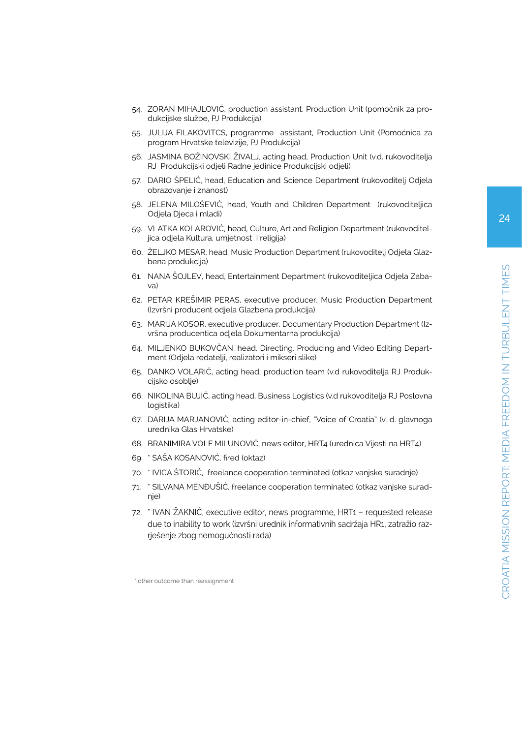54. ZORAN MIHAJLOVIĆ, production assistant, Production Unit (pomoćnik za produkcijske službe, PJ Produkcija)
55. JULIJA FILAKOVITCS, programme assistant, Production Unit (Pomoćnica za program Hrvatske televizije, PJ Produkcija)
56. JASMINA BOŽINOVSKI ŽIVALJ, acting head, Production Unit (v.d. rukovoditelja RJ Produkcijski odjeli Radne jedinice Produkcijski odjeli)
57. DARIO ŠPELIĆ, head, Education and Science Department (rukovoditelj Odjela obrazovanje i znanost)
58. JELENA MILOŠEVIĆ, head, Youth and Children Department (rukovoditeljica Odjela Djeca i mladi)
59. VLATKA KOLAROVIĆ, head, Culture, Art and Religion Department (rukovoditeljica odjela Kultura, umjetnost i religija)
60. ŽELJKO MESAR, head, Music Production Department (rukovoditelj Odjela Glazbena produkcija)
61. NANA ŠOJLEV, head, Entertainment Department (rukovoditeljica Odjela Zabava)
62. PETAR KREŠIMIR PERAS, executive producer, Music Production Department (Izvršni producent odjela Glazbena produkcija)
63. MARIJA KOSOR, executive producer, Documentary Production Department (Izvršna producentica odjela Dokumentarna produkcija)
64. MILJENKO BUKOVČAN, head, Directing, Producing and Video Editing Department (Odjela redatelji, realizatori i mikseri slike)
65. DANKO VOLARIĆ, acting head, production team (v.d rukovoditelja RJ Produkcijsko osoblje)
66. NIKOLINA BUJIĆ, acting head, Business Logistics (v.d rukovoditelja RJ Poslovna logistika)
67. DARIJA MARJANOVIĆ, acting editor-in-chief, "Voice of Croatia" (v. d. glavnoga urednika Glas Hrvatske)
68. BRANIMIRA VOLF MILUNOVIĆ, news editor, HRT4 (urednica Vijesti na HRT4)
69. * SAŠA KOSANOVIĆ, fired (otkaz)
70. * IVICA ŠTORIĆ, freelance cooperation terminated (otkaz vanjske suradnje)
71. * SILVANA MENĐUŠIĆ, freelance cooperation terminated (otkaz vanjske suradnje)
72. * IVAN ŽAKNIĆ, executive editor, news programme, HRT1 – requested release due to inability to work (izvršni urednik informativnih sadržaja HR1, zatražio razrješenje zbog nemogućnosti rada)

* other outcome than reassignment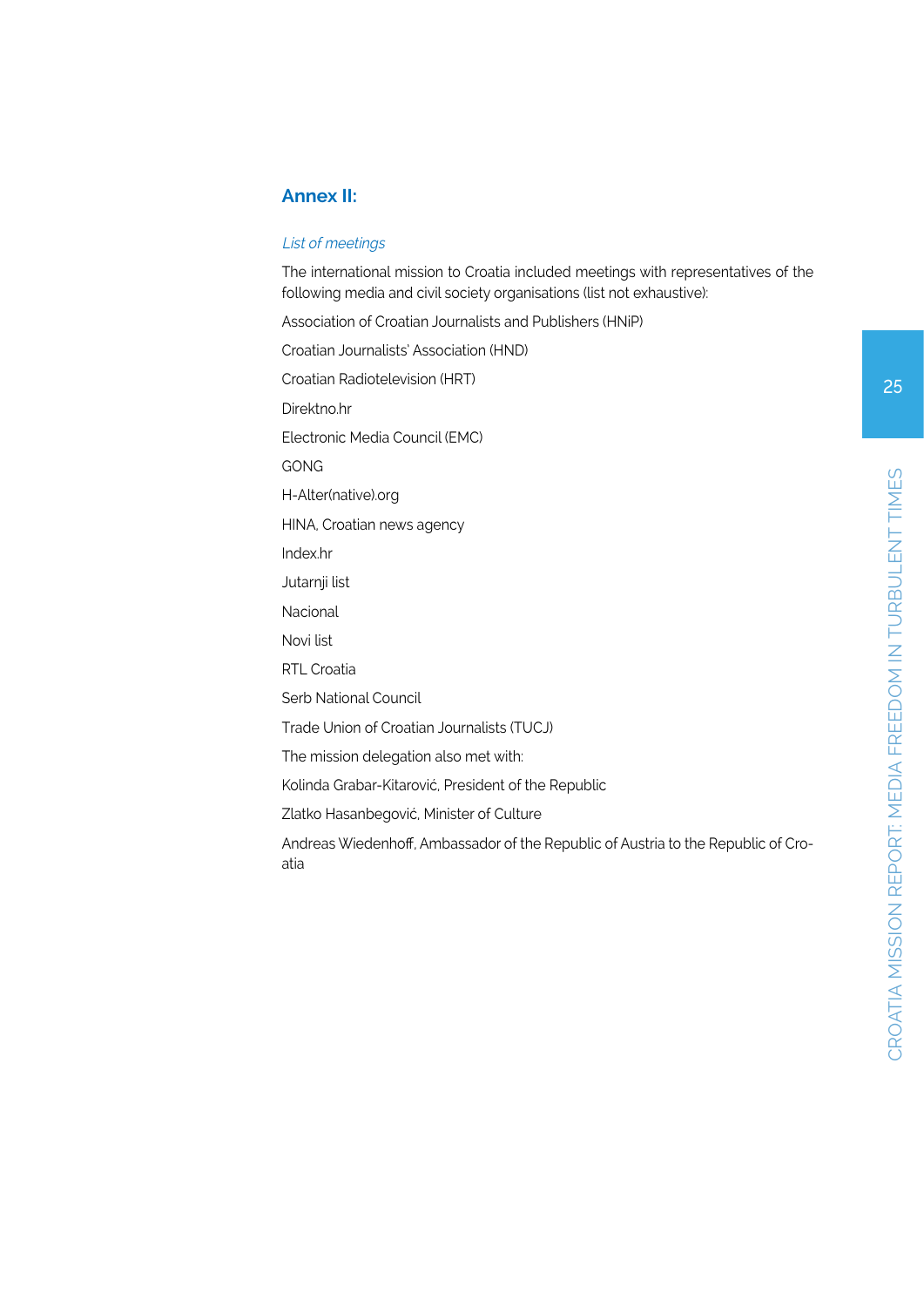## Annex II:

*List of meetings*

The international mission to Croatia included meetings with representatives of the following media and civil society organisations (list not exhaustive):

Association of Croatian Journalists and Publishers (HNiP)

Croatian Journalists' Association (HND)

Croatian Radiotelevision (HRT)

Direktno.hr

Electronic Media Council (EMC)

GONG

H-Alter(native).org

HINA, Croatian news agency

Index.hr

Jutarnji list

Nacional

Novi list

RTL Croatia

Serb National Council

Trade Union of Croatian Journalists (TUCJ)

The mission delegation also met with:

Kolinda Grabar-Kitarović, President of the Republic

Zlatko Hasanbegović, Minister of Culture

Andreas Wiedenhoff, Ambassador of the Republic of Austria to the Republic of Croatia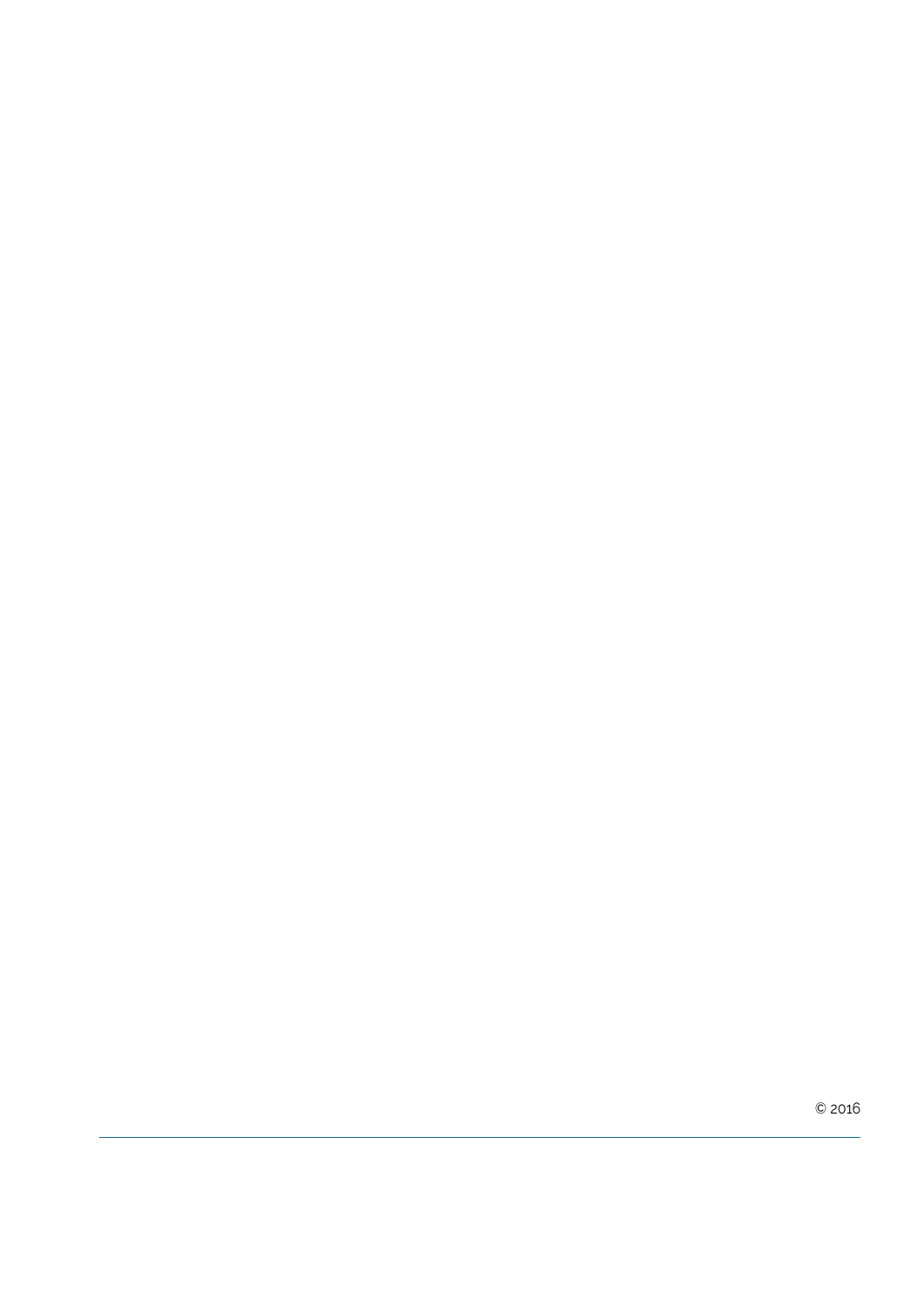© 2016